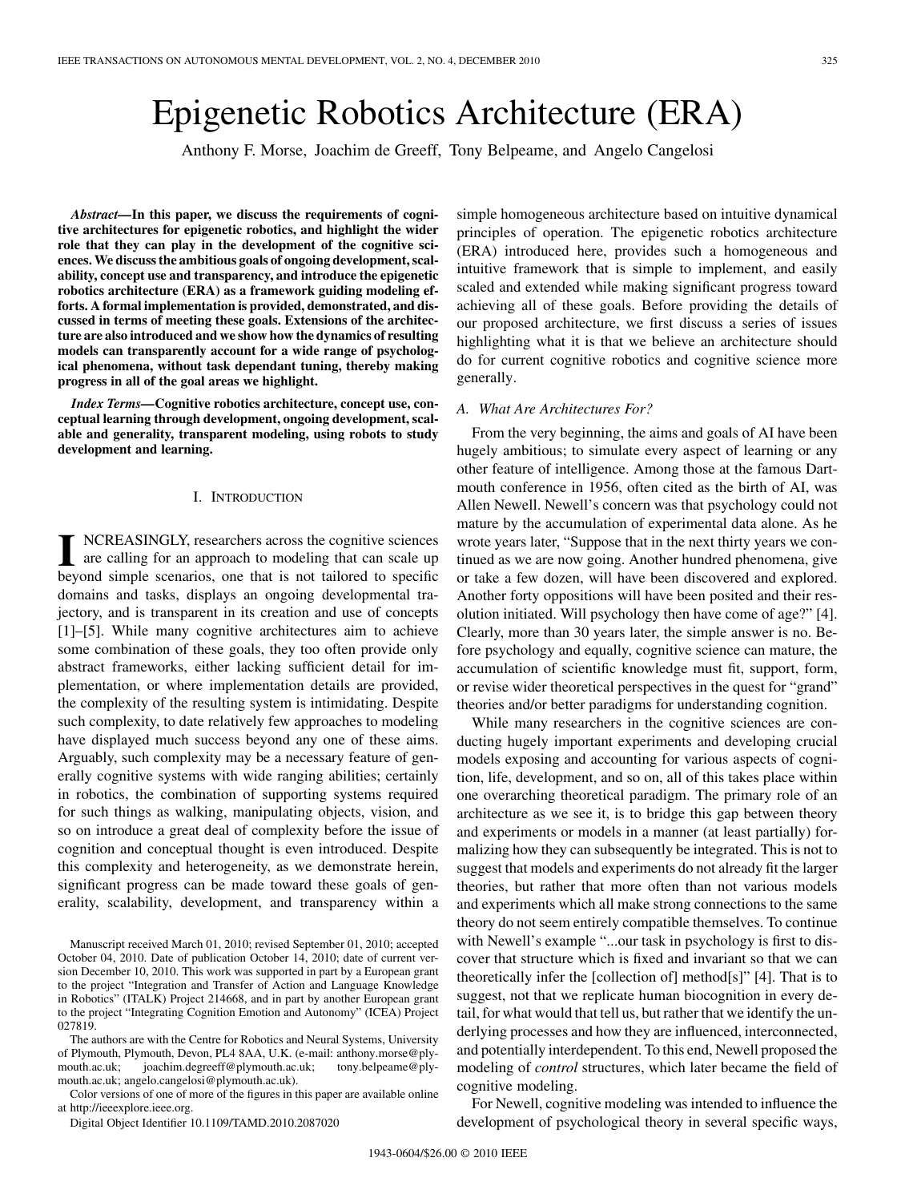# Epigenetic Robotics Architecture (ERA)

Anthony F. Morse, Joachim de Greeff, Tony Belpeame, and Angelo Cangelosi

***Abstract*—In this paper, we discuss the requirements of cognitive architectures for epigenetic robotics, and highlight the wider role that they can play in the development of the cognitive sciences. We discuss the ambitious goals of ongoing development, scalability, concept use and transparency, and introduce the epigenetic robotics architecture (ERA) as a framework guiding modeling efforts. A formal implementation is provided, demonstrated, and discussed in terms of meeting these goals. Extensions of the architecture are also introduced and we show how the dynamics of resulting models can transparently account for a wide range of psychological phenomena, without task dependant tuning, thereby making progress in all of the goal areas we highlight.**

***Index Terms*—Cognitive robotics architecture, concept use, conceptual learning through development, ongoing development, scalable and generality, transparent modeling, using robots to study development and learning.**

## I. Introduction

Increasingly, researchers across the cognitive sciences are calling for an approach to modeling that can scale up beyond simple scenarios, one that is not tailored to specific domains and tasks, displays an ongoing developmental trajectory, and is transparent in its creation and use of concepts [1]–[5]. While many cognitive architectures aim to achieve some combination of these goals, they too often provide only abstract frameworks, either lacking sufficient detail for implementation, or where implementation details are provided, the complexity of the resulting system is intimidating. Despite such complexity, to date relatively few approaches to modeling have displayed much success beyond any one of these aims. Arguably, such complexity may be a necessary feature of generally cognitive systems with wide ranging abilities; certainly in robotics, the combination of supporting systems required for such things as walking, manipulating objects, vision, and so on introduce a great deal of complexity before the issue of cognition and conceptual thought is even introduced. Despite this complexity and heterogeneity, as we demonstrate herein, significant progress can be made toward these goals of generality, scalability, development, and transparency within a simple homogeneous architecture based on intuitive dynamical principles of operation. The epigenetic robotics architecture (ERA) introduced here, provides such a homogeneous and intuitive framework that is simple to implement, and easily scaled and extended while making significant progress toward achieving all of these goals. Before providing the details of our proposed architecture, we first discuss a series of issues highlighting what it is that we believe an architecture should do for current cognitive robotics and cognitive science more generally.

### A. What Are Architectures For?

From the very beginning, the aims and goals of AI have been hugely ambitious; to simulate every aspect of learning or any other feature of intelligence. Among those at the famous Dartmouth conference in 1956, often cited as the birth of AI, was Allen Newell. Newell's concern was that psychology could not mature by the accumulation of experimental data alone. As he wrote years later, "Suppose that in the next thirty years we continued as we are now going. Another hundred phenomena, give or take a few dozen, will have been discovered and explored. Another forty oppositions will have been posited and their resolution initiated. Will psychology then have come of age?" [4]. Clearly, more than 30 years later, the simple answer is no. Before psychology and equally, cognitive science can mature, the accumulation of scientific knowledge must fit, support, form, or revise wider theoretical perspectives in the quest for "grand" theories and/or better paradigms for understanding cognition.

While many researchers in the cognitive sciences are conducting hugely important experiments and developing crucial models exposing and accounting for various aspects of cognition, life, development, and so on, all of this takes place within one overarching theoretical paradigm. The primary role of an architecture as we see it, is to bridge this gap between theory and experiments or models in a manner (at least partially) formalizing how they can subsequently be integrated. This is not to suggest that models and experiments do not already fit the larger theories, but rather that more often than not various models and experiments which all make strong connections to the same theory do not seem entirely compatible themselves. To continue with Newell's example "...our task in psychology is first to discover that structure which is fixed and invariant so that we can theoretically infer the [collection of] method[s]" [4]. That is to suggest, not that we replicate human biocognition in every detail, for what would that tell us, but rather that we identify the underlying processes and how they are influenced, interconnected, and potentially interdependent. To this end, Newell proposed the modeling of *control* structures, which later became the field of cognitive modeling.

For Newell, cognitive modeling was intended to influence the development of psychological theory in several specific ways,

Manuscript received March 01, 2010; revised September 01, 2010; accepted October 04, 2010. Date of publication October 14, 2010; date of current version December 10, 2010. This work was supported in part by a European grant to the project "Integration and Transfer of Action and Language Knowledge in Robotics" (ITALK) Project 214668, and in part by another European grant to the project "Integrating Cognition Emotion and Autonomy" (ICEA) Project 027819.

The authors are with the Centre for Robotics and Neural Systems, University of Plymouth, Plymouth, Devon, PL4 8AA, U.K. (e-mail: anthony.morse@plymouth.ac.uk; joachim.degreeff@plymouth.ac.uk; tony.belpeame@plymouth.ac.uk; angelo.cangelosi@plymouth.ac.uk).

Color versions of one of more of the figures in this paper are available online at http://ieeexplore.ieee.org.

Digital Object Identifier 10.1109/TAMD.2010.2087020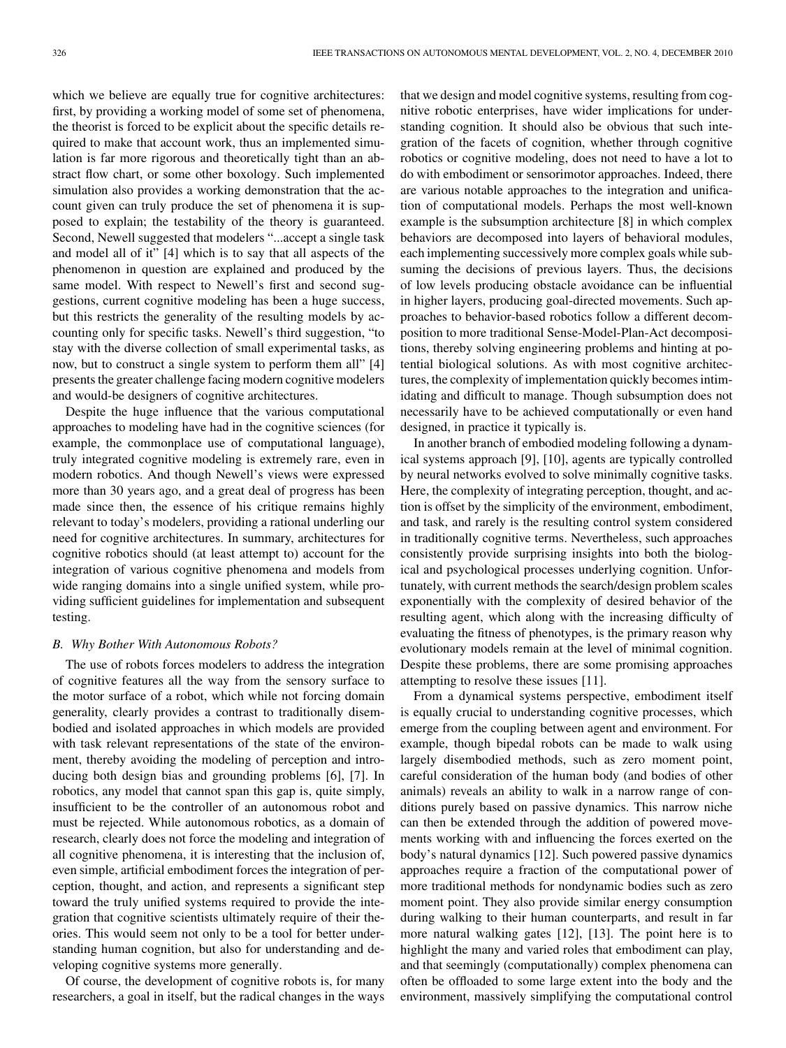which we believe are equally true for cognitive architectures: first, by providing a working model of some set of phenomena, the theorist is forced to be explicit about the specific details required to make that account work, thus an implemented simulation is far more rigorous and theoretically tight than an abstract flow chart, or some other boxology. Such implemented simulation also provides a working demonstration that the account given can truly produce the set of phenomena it is supposed to explain; the testability of the theory is guaranteed. Second, Newell suggested that modelers "...accept a single task and model all of it" [4] which is to say that all aspects of the phenomenon in question are explained and produced by the same model. With respect to Newell's first and second suggestions, current cognitive modeling has been a huge success, but this restricts the generality of the resulting models by accounting only for specific tasks. Newell's third suggestion, "to stay with the diverse collection of small experimental tasks, as now, but to construct a single system to perform them all" [4] presents the greater challenge facing modern cognitive modelers and would-be designers of cognitive architectures.

Despite the huge influence that the various computational approaches to modeling have had in the cognitive sciences (for example, the commonplace use of computational language), truly integrated cognitive modeling is extremely rare, even in modern robotics. And though Newell's views were expressed more than 30 years ago, and a great deal of progress has been made since then, the essence of his critique remains highly relevant to today's modelers, providing a rational underling our need for cognitive architectures. In summary, architectures for cognitive robotics should (at least attempt to) account for the integration of various cognitive phenomena and models from wide ranging domains into a single unified system, while providing sufficient guidelines for implementation and subsequent testing.

### B. Why Bother With Autonomous Robots?

The use of robots forces modelers to address the integration of cognitive features all the way from the sensory surface to the motor surface of a robot, which while not forcing domain generality, clearly provides a contrast to traditionally disembodied and isolated approaches in which models are provided with task relevant representations of the state of the environment, thereby avoiding the modeling of perception and introducing both design bias and grounding problems [6], [7]. In robotics, any model that cannot span this gap is, quite simply, insufficient to be the controller of an autonomous robot and must be rejected. While autonomous robotics, as a domain of research, clearly does not force the modeling and integration of all cognitive phenomena, it is interesting that the inclusion of, even simple, artificial embodiment forces the integration of perception, thought, and action, and represents a significant step toward the truly unified systems required to provide the integration that cognitive scientists ultimately require of their theories. This would seem not only to be a tool for better understanding human cognition, but also for understanding and developing cognitive systems more generally.

Of course, the development of cognitive robots is, for many researchers, a goal in itself, but the radical changes in the ways that we design and model cognitive systems, resulting from cognitive robotic enterprises, have wider implications for understanding cognition. It should also be obvious that such integration of the facets of cognition, whether through cognitive robotics or cognitive modeling, does not need to have a lot to do with embodiment or sensorimotor approaches. Indeed, there are various notable approaches to the integration and unification of computational models. Perhaps the most well-known example is the subsumption architecture [8] in which complex behaviors are decomposed into layers of behavioral modules, each implementing successively more complex goals while subsuming the decisions of previous layers. Thus, the decisions of low levels producing obstacle avoidance can be influential in higher layers, producing goal-directed movements. Such approaches to behavior-based robotics follow a different decomposition to more traditional Sense-Model-Plan-Act decompositions, thereby solving engineering problems and hinting at potential biological solutions. As with most cognitive architectures, the complexity of implementation quickly becomes intimidating and difficult to manage. Though subsumption does not necessarily have to be achieved computationally or even hand designed, in practice it typically is.

In another branch of embodied modeling following a dynamical systems approach [9], [10], agents are typically controlled by neural networks evolved to solve minimally cognitive tasks. Here, the complexity of integrating perception, thought, and action is offset by the simplicity of the environment, embodiment, and task, and rarely is the resulting control system considered in traditionally cognitive terms. Nevertheless, such approaches consistently provide surprising insights into both the biological and psychological processes underlying cognition. Unfortunately, with current methods the search/design problem scales exponentially with the complexity of desired behavior of the resulting agent, which along with the increasing difficulty of evaluating the fitness of phenotypes, is the primary reason why evolutionary models remain at the level of minimal cognition. Despite these problems, there are some promising approaches attempting to resolve these issues [11].

From a dynamical systems perspective, embodiment itself is equally crucial to understanding cognitive processes, which emerge from the coupling between agent and environment. For example, though bipedal robots can be made to walk using largely disembodied methods, such as zero moment point, careful consideration of the human body (and bodies of other animals) reveals an ability to walk in a narrow range of conditions purely based on passive dynamics. This narrow niche can then be extended through the addition of powered movements working with and influencing the forces exerted on the body's natural dynamics [12]. Such powered passive dynamics approaches require a fraction of the computational power of more traditional methods for nondynamic bodies such as zero moment point. They also provide similar energy consumption during walking to their human counterparts, and result in far more natural walking gates [12], [13]. The point here is to highlight the many and varied roles that embodiment can play, and that seemingly (computationally) complex phenomena can often be offloaded to some large extent into the body and the environment, massively simplifying the computational control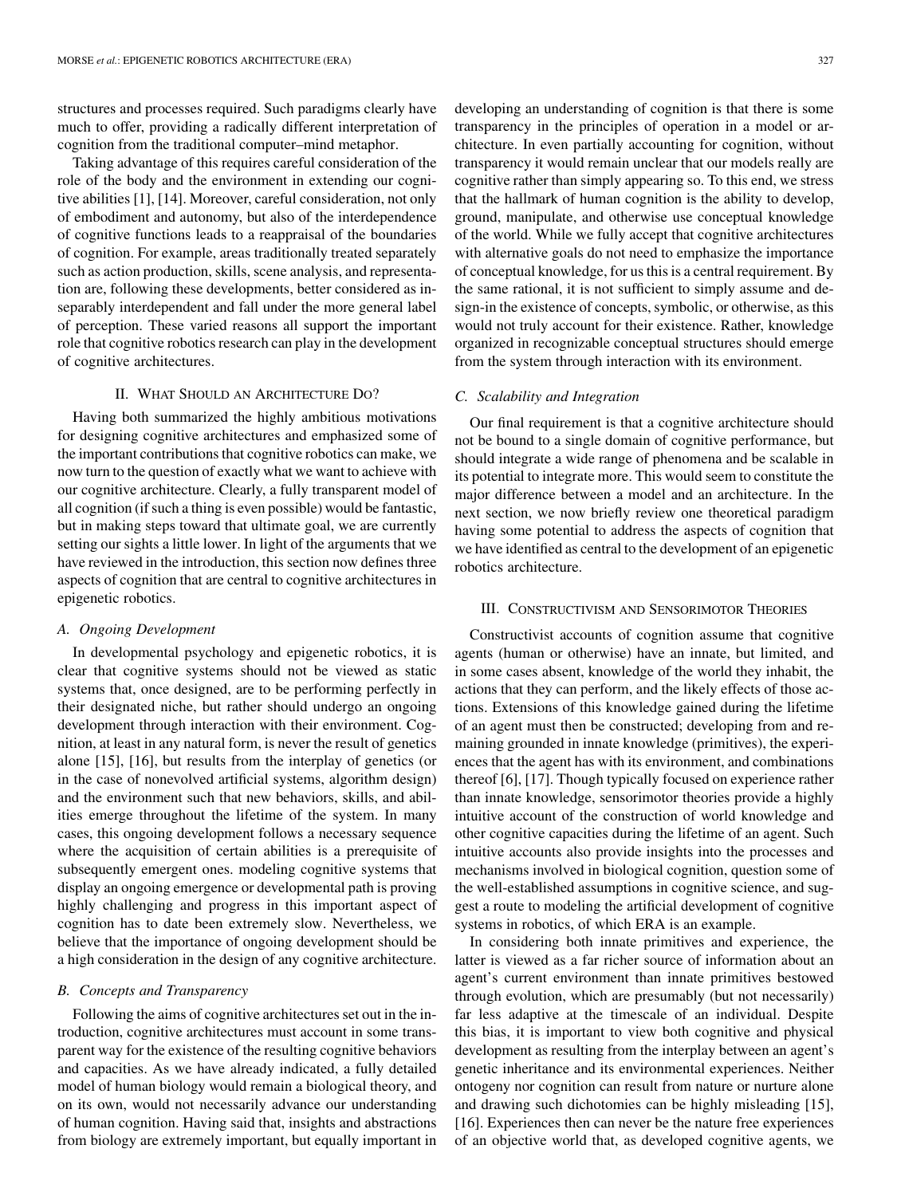structures and processes required. Such paradigms clearly have much to offer, providing a radically different interpretation of cognition from the traditional computer–mind metaphor.

Taking advantage of this requires careful consideration of the role of the body and the environment in extending our cognitive abilities [1], [14]. Moreover, careful consideration, not only of embodiment and autonomy, but also of the interdependence of cognitive functions leads to a reappraisal of the boundaries of cognition. For example, areas traditionally treated separately such as action production, skills, scene analysis, and representation are, following these developments, better considered as inseparably interdependent and fall under the more general label of perception. These varied reasons all support the important role that cognitive robotics research can play in the development of cognitive architectures.

## II. What Should an Architecture Do?

Having both summarized the highly ambitious motivations for designing cognitive architectures and emphasized some of the important contributions that cognitive robotics can make, we now turn to the question of exactly what we want to achieve with our cognitive architecture. Clearly, a fully transparent model of all cognition (if such a thing is even possible) would be fantastic, but in making steps toward that ultimate goal, we are currently setting our sights a little lower. In light of the arguments that we have reviewed in the introduction, this section now defines three aspects of cognition that are central to cognitive architectures in epigenetic robotics.

### A. Ongoing Development

In developmental psychology and epigenetic robotics, it is clear that cognitive systems should not be viewed as static systems that, once designed, are to be performing perfectly in their designated niche, but rather should undergo an ongoing development through interaction with their environment. Cognition, at least in any natural form, is never the result of genetics alone [15], [16], but results from the interplay of genetics (or in the case of nonevolved artificial systems, algorithm design) and the environment such that new behaviors, skills, and abilities emerge throughout the lifetime of the system. In many cases, this ongoing development follows a necessary sequence where the acquisition of certain abilities is a prerequisite of subsequently emergent ones. modeling cognitive systems that display an ongoing emergence or developmental path is proving highly challenging and progress in this important aspect of cognition has to date been extremely slow. Nevertheless, we believe that the importance of ongoing development should be a high consideration in the design of any cognitive architecture.

### B. Concepts and Transparency

Following the aims of cognitive architectures set out in the introduction, cognitive architectures must account in some transparent way for the existence of the resulting cognitive behaviors and capacities. As we have already indicated, a fully detailed model of human biology would remain a biological theory, and on its own, would not necessarily advance our understanding of human cognition. Having said that, insights and abstractions from biology are extremely important, but equally important in developing an understanding of cognition is that there is some transparency in the principles of operation in a model or architecture. In even partially accounting for cognition, without transparency it would remain unclear that our models really are cognitive rather than simply appearing so. To this end, we stress that the hallmark of human cognition is the ability to develop, ground, manipulate, and otherwise use conceptual knowledge of the world. While we fully accept that cognitive architectures with alternative goals do not need to emphasize the importance of conceptual knowledge, for us this is a central requirement. By the same rational, it is not sufficient to simply assume and design-in the existence of concepts, symbolic, or otherwise, as this would not truly account for their existence. Rather, knowledge organized in recognizable conceptual structures should emerge from the system through interaction with its environment.

### C. Scalability and Integration

Our final requirement is that a cognitive architecture should not be bound to a single domain of cognitive performance, but should integrate a wide range of phenomena and be scalable in its potential to integrate more. This would seem to constitute the major difference between a model and an architecture. In the next section, we now briefly review one theoretical paradigm having some potential to address the aspects of cognition that we have identified as central to the development of an epigenetic robotics architecture.

## III. Constructivism and Sensorimotor Theories

Constructivist accounts of cognition assume that cognitive agents (human or otherwise) have an innate, but limited, and in some cases absent, knowledge of the world they inhabit, the actions that they can perform, and the likely effects of those actions. Extensions of this knowledge gained during the lifetime of an agent must then be constructed; developing from and remaining grounded in innate knowledge (primitives), the experiences that the agent has with its environment, and combinations thereof [6], [17]. Though typically focused on experience rather than innate knowledge, sensorimotor theories provide a highly intuitive account of the construction of world knowledge and other cognitive capacities during the lifetime of an agent. Such intuitive accounts also provide insights into the processes and mechanisms involved in biological cognition, question some of the well-established assumptions in cognitive science, and suggest a route to modeling the artificial development of cognitive systems in robotics, of which ERA is an example.

In considering both innate primitives and experience, the latter is viewed as a far richer source of information about an agent's current environment than innate primitives bestowed through evolution, which are presumably (but not necessarily) far less adaptive at the timescale of an individual. Despite this bias, it is important to view both cognitive and physical development as resulting from the interplay between an agent's genetic inheritance and its environmental experiences. Neither ontogeny nor cognition can result from nature or nurture alone and drawing such dichotomies can be highly misleading [15], [16]. Experiences then can never be the nature free experiences of an objective world that, as developed cognitive agents, we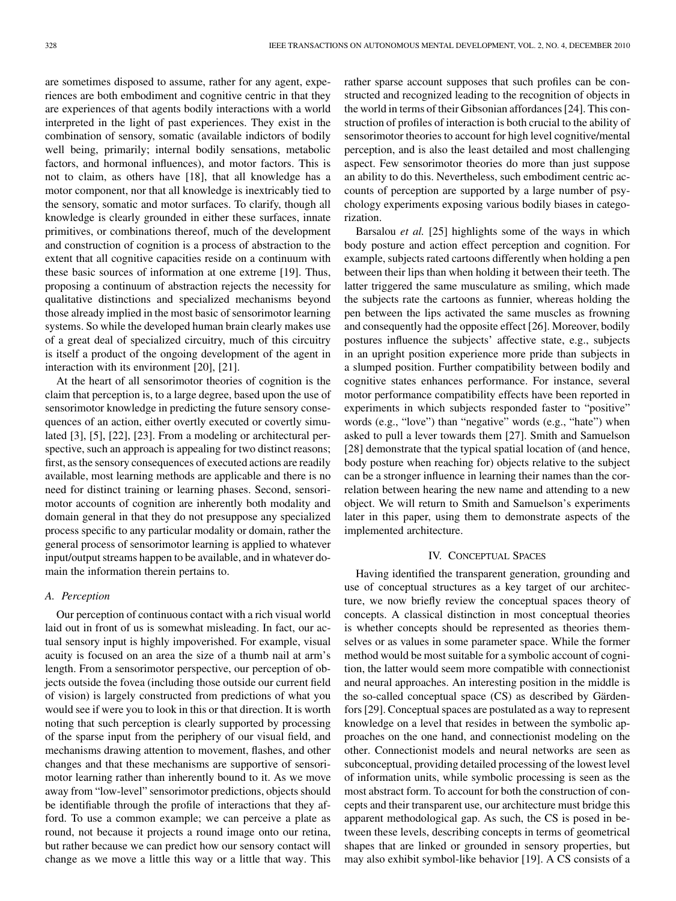are sometimes disposed to assume, rather for any agent, experiences are both embodiment and cognitive centric in that they are experiences of that agents bodily interactions with a world interpreted in the light of past experiences. They exist in the combination of sensory, somatic (available indictors of bodily well being, primarily; internal bodily sensations, metabolic factors, and hormonal influences), and motor factors. This is not to claim, as others have [18], that all knowledge has a motor component, nor that all knowledge is inextricably tied to the sensory, somatic and motor surfaces. To clarify, though all knowledge is clearly grounded in either these surfaces, innate primitives, or combinations thereof, much of the development and construction of cognition is a process of abstraction to the extent that all cognitive capacities reside on a continuum with these basic sources of information at one extreme [19]. Thus, proposing a continuum of abstraction rejects the necessity for qualitative distinctions and specialized mechanisms beyond those already implied in the most basic of sensorimotor learning systems. So while the developed human brain clearly makes use of a great deal of specialized circuitry, much of this circuitry is itself a product of the ongoing development of the agent in interaction with its environment [20], [21].

At the heart of all sensorimotor theories of cognition is the claim that perception is, to a large degree, based upon the use of sensorimotor knowledge in predicting the future sensory consequences of an action, either overtly executed or covertly simulated [3], [5], [22], [23]. From a modeling or architectural perspective, such an approach is appealing for two distinct reasons; first, as the sensory consequences of executed actions are readily available, most learning methods are applicable and there is no need for distinct training or learning phases. Second, sensorimotor accounts of cognition are inherently both modality and domain general in that they do not presuppose any specialized process specific to any particular modality or domain, rather the general process of sensorimotor learning is applied to whatever input/output streams happen to be available, and in whatever domain the information therein pertains to.

### A. Perception

Our perception of continuous contact with a rich visual world laid out in front of us is somewhat misleading. In fact, our actual sensory input is highly impoverished. For example, visual acuity is focused on an area the size of a thumb nail at arm's length. From a sensorimotor perspective, our perception of objects outside the fovea (including those outside our current field of vision) is largely constructed from predictions of what you would see if were you to look in this or that direction. It is worth noting that such perception is clearly supported by processing of the sparse input from the periphery of our visual field, and mechanisms drawing attention to movement, flashes, and other changes and that these mechanisms are supportive of sensorimotor learning rather than inherently bound to it. As we move away from "low-level" sensorimotor predictions, objects should be identifiable through the profile of interactions that they afford. To use a common example; we can perceive a plate as round, not because it projects a round image onto our retina, but rather because we can predict how our sensory contact will change as we move a little this way or a little that way. This rather sparse account supposes that such profiles can be constructed and recognized leading to the recognition of objects in the world in terms of their Gibsonian affordances [24]. This construction of profiles of interaction is both crucial to the ability of sensorimotor theories to account for high level cognitive/mental perception, and is also the least detailed and most challenging aspect. Few sensorimotor theories do more than just suppose an ability to do this. Nevertheless, such embodiment centric accounts of perception are supported by a large number of psychology experiments exposing various bodily biases in categorization.

Barsalou *et al.* [25] highlights some of the ways in which body posture and action effect perception and cognition. For example, subjects rated cartoons differently when holding a pen between their lips than when holding it between their teeth. The latter triggered the same musculature as smiling, which made the subjects rate the cartoons as funnier, whereas holding the pen between the lips activated the same muscles as frowning and consequently had the opposite effect [26]. Moreover, bodily postures influence the subjects' affective state, e.g., subjects in an upright position experience more pride than subjects in a slumped position. Further compatibility between bodily and cognitive states enhances performance. For instance, several motor performance compatibility effects have been reported in experiments in which subjects responded faster to "positive" words (e.g., "love") than "negative" words (e.g., "hate") when asked to pull a lever towards them [27]. Smith and Samuelson [28] demonstrate that the typical spatial location of (and hence, body posture when reaching for) objects relative to the subject can be a stronger influence in learning their names than the correlation between hearing the new name and attending to a new object. We will return to Smith and Samuelson's experiments later in this paper, using them to demonstrate aspects of the implemented architecture.

## IV. Conceptual Spaces

Having identified the transparent generation, grounding and use of conceptual structures as a key target of our architecture, we now briefly review the conceptual spaces theory of concepts. A classical distinction in most conceptual theories is whether concepts should be represented as theories themselves or as values in some parameter space. While the former method would be most suitable for a symbolic account of cognition, the latter would seem more compatible with connectionist and neural approaches. An interesting position in the middle is the so-called conceptual space (CS) as described by Gärdenfors [29]. Conceptual spaces are postulated as a way to represent knowledge on a level that resides in between the symbolic approaches on the one hand, and connectionist modeling on the other. Connectionist models and neural networks are seen as subconceptual, providing detailed processing of the lowest level of information units, while symbolic processing is seen as the most abstract form. To account for both the construction of concepts and their transparent use, our architecture must bridge this apparent methodological gap. As such, the CS is posed in between these levels, describing concepts in terms of geometrical shapes that are linked or grounded in sensory properties, but may also exhibit symbol-like behavior [19]. A CS consists of a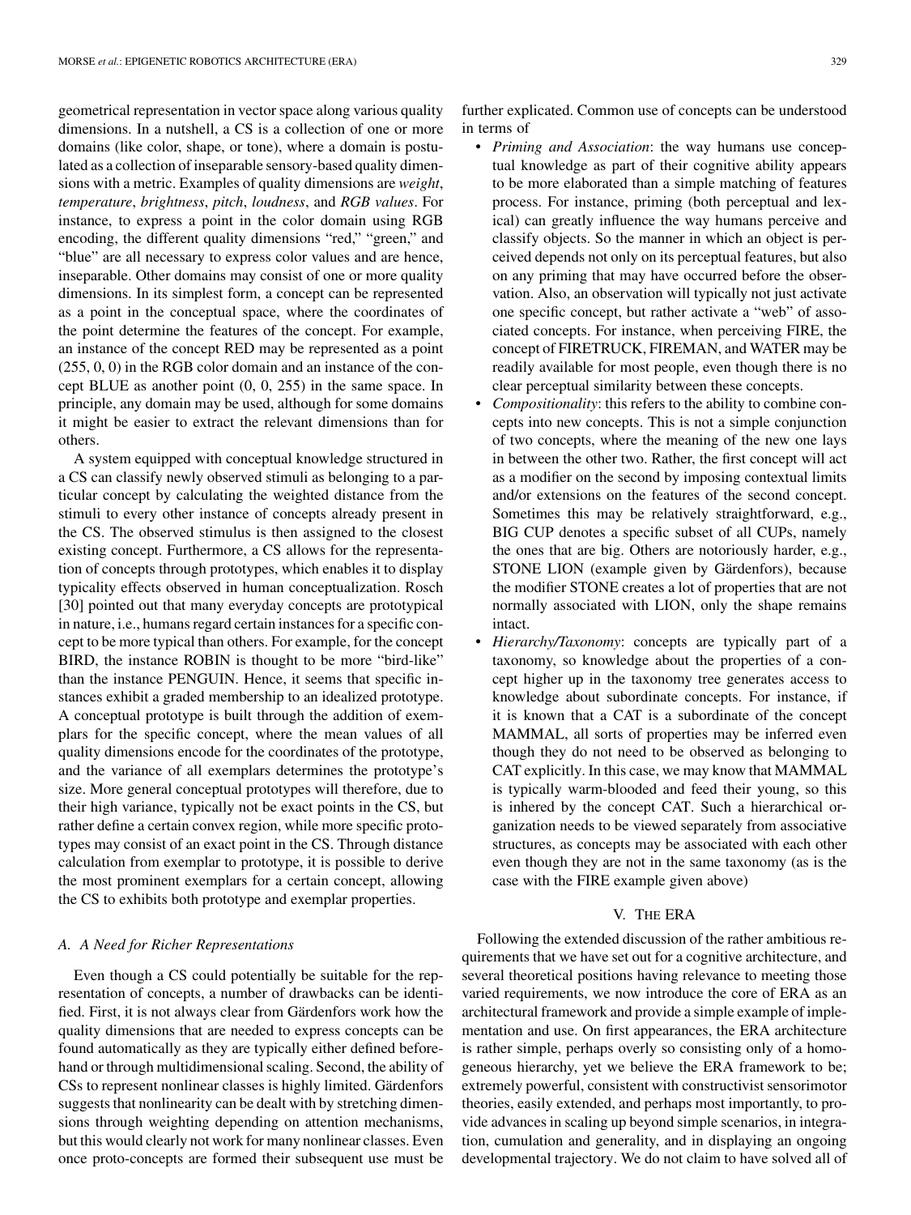geometrical representation in vector space along various quality dimensions. In a nutshell, a CS is a collection of one or more domains (like color, shape, or tone), where a domain is postulated as a collection of inseparable sensory-based quality dimensions with a metric. Examples of quality dimensions are *weight*, *temperature*, *brightness*, *pitch*, *loudness*, and *RGB values*. For instance, to express a point in the color domain using RGB encoding, the different quality dimensions "red," "green," and "blue" are all necessary to express color values and are hence, inseparable. Other domains may consist of one or more quality dimensions. In its simplest form, a concept can be represented as a point in the conceptual space, where the coordinates of the point determine the features of the concept. For example, an instance of the concept RED may be represented as a point (255, 0, 0) in the RGB color domain and an instance of the concept BLUE as another point (0, 0, 255) in the same space. In principle, any domain may be used, although for some domains it might be easier to extract the relevant dimensions than for others.

A system equipped with conceptual knowledge structured in a CS can classify newly observed stimuli as belonging to a particular concept by calculating the weighted distance from the stimuli to every other instance of concepts already present in the CS. The observed stimulus is then assigned to the closest existing concept. Furthermore, a CS allows for the representation of concepts through prototypes, which enables it to display typicality effects observed in human conceptualization. Rosch [30] pointed out that many everyday concepts are prototypical in nature, i.e., humans regard certain instances for a specific concept to be more typical than others. For example, for the concept BIRD, the instance ROBIN is thought to be more "bird-like" than the instance PENGUIN. Hence, it seems that specific instances exhibit a graded membership to an idealized prototype. A conceptual prototype is built through the addition of exemplars for the specific concept, where the mean values of all quality dimensions encode for the coordinates of the prototype, and the variance of all exemplars determines the prototype's size. More general conceptual prototypes will therefore, due to their high variance, typically not be exact points in the CS, but rather define a certain convex region, while more specific prototypes may consist of an exact point in the CS. Through distance calculation from exemplar to prototype, it is possible to derive the most prominent exemplars for a certain concept, allowing the CS to exhibits both prototype and exemplar properties.

### A. A Need for Richer Representations

Even though a CS could potentially be suitable for the representation of concepts, a number of drawbacks can be identified. First, it is not always clear from Gärdenfors work how the quality dimensions that are needed to express concepts can be found automatically as they are typically either defined beforehand or through multidimensional scaling. Second, the ability of CSs to represent nonlinear classes is highly limited. Gärdenfors suggests that nonlinearity can be dealt with by stretching dimensions through weighting depending on attention mechanisms, but this would clearly not work for many nonlinear classes. Even once proto-concepts are formed their subsequent use must be further explicated. Common use of concepts can be understood in terms of

- *Priming and Association*: the way humans use conceptual knowledge as part of their cognitive ability appears to be more elaborated than a simple matching of features process. For instance, priming (both perceptual and lexical) can greatly influence the way humans perceive and classify objects. So the manner in which an object is perceived depends not only on its perceptual features, but also on any priming that may have occurred before the observation. Also, an observation will typically not just activate one specific concept, but rather activate a "web" of associated concepts. For instance, when perceiving FIRE, the concept of FIRETRUCK, FIREMAN, and WATER may be readily available for most people, even though there is no clear perceptual similarity between these concepts.
- *Compositionality*: this refers to the ability to combine concepts into new concepts. This is not a simple conjunction of two concepts, where the meaning of the new one lays in between the other two. Rather, the first concept will act as a modifier on the second by imposing contextual limits and/or extensions on the features of the second concept. Sometimes this may be relatively straightforward, e.g., BIG CUP denotes a specific subset of all CUPs, namely the ones that are big. Others are notoriously harder, e.g., STONE LION (example given by Gärdenfors), because the modifier STONE creates a lot of properties that are not normally associated with LION, only the shape remains intact.
- *Hierarchy/Taxonomy*: concepts are typically part of a taxonomy, so knowledge about the properties of a concept higher up in the taxonomy tree generates access to knowledge about subordinate concepts. For instance, if it is known that a CAT is a subordinate of the concept MAMMAL, all sorts of properties may be inferred even though they do not need to be observed as belonging to CAT explicitly. In this case, we may know that MAMMAL is typically warm-blooded and feed their young, so this is inhered by the concept CAT. Such a hierarchical organization needs to be viewed separately from associative structures, as concepts may be associated with each other even though they are not in the same taxonomy (as is the case with the FIRE example given above)

## V. The ERA

Following the extended discussion of the rather ambitious requirements that we have set out for a cognitive architecture, and several theoretical positions having relevance to meeting those varied requirements, we now introduce the core of ERA as an architectural framework and provide a simple example of implementation and use. On first appearances, the ERA architecture is rather simple, perhaps overly so consisting only of a homogeneous hierarchy, yet we believe the ERA framework to be; extremely powerful, consistent with constructivist sensorimotor theories, easily extended, and perhaps most importantly, to provide advances in scaling up beyond simple scenarios, in integration, cumulation and generality, and in displaying an ongoing developmental trajectory. We do not claim to have solved all of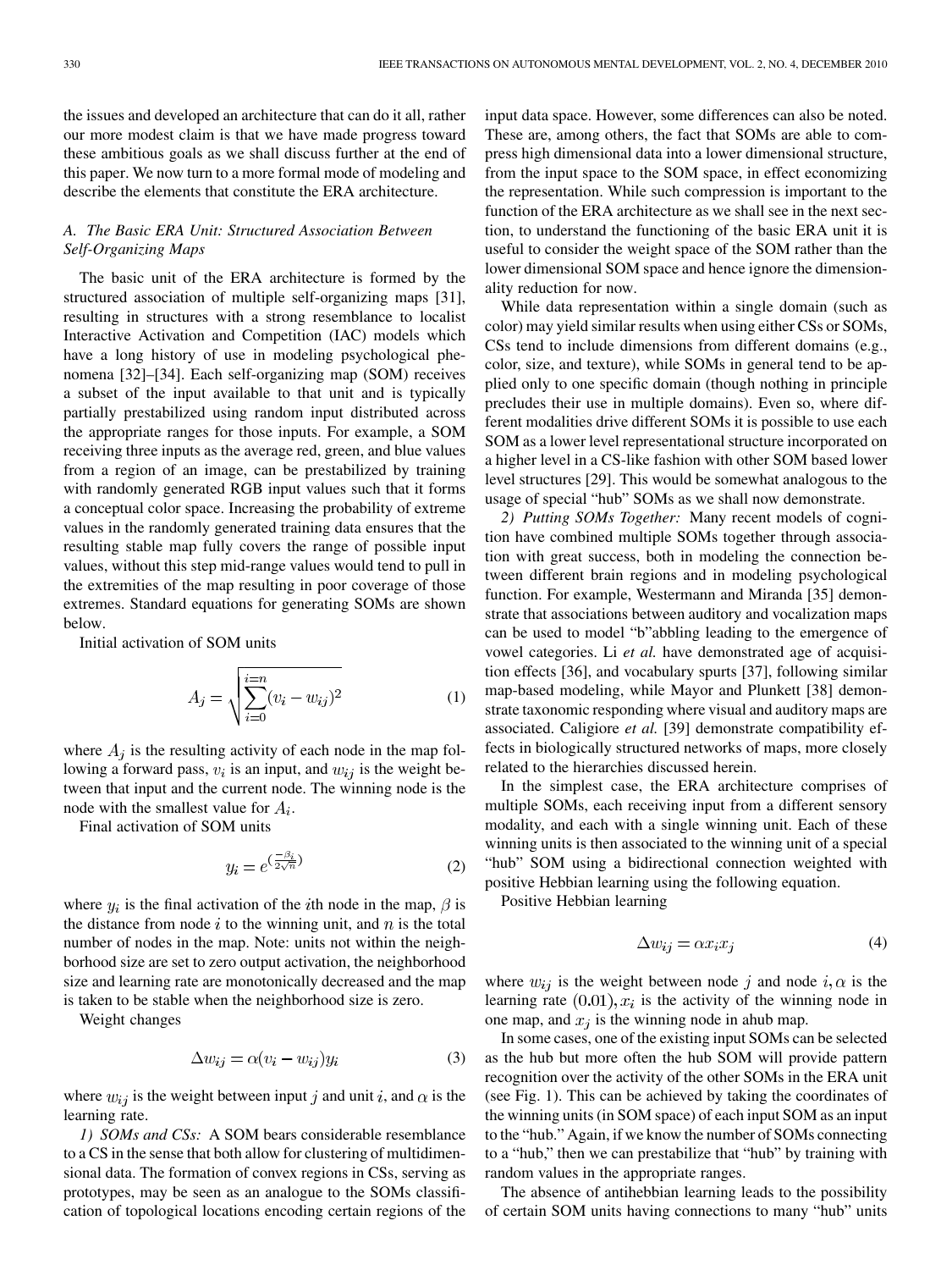the issues and developed an architecture that can do it all, rather our more modest claim is that we have made progress toward these ambitious goals as we shall discuss further at the end of this paper. We now turn to a more formal mode of modeling and describe the elements that constitute the ERA architecture.

### *A. The Basic ERA Unit: Structured Association Between Self-Organizing Maps*

The basic unit of the ERA architecture is formed by the structured association of multiple self-organizing maps [31], resulting in structures with a strong resemblance to localist Interactive Activation and Competition (IAC) models which have a long history of use in modeling psychological phenomena [32]–[34]. Each self-organizing map (SOM) receives a subset of the input available to that unit and is typically partially prestabilized using random input distributed across the appropriate ranges for those inputs. For example, a SOM receiving three inputs as the average red, green, and blue values from a region of an image, can be prestabilized by training with randomly generated RGB input values such that it forms a conceptual color space. Increasing the probability of extreme values in the randomly generated training data ensures that the resulting stable map fully covers the range of possible input values, without this step mid-range values would tend to pull in the extremities of the map resulting in poor coverage of those extremes. Standard equations for generating SOMs are shown below.

Initial activation of SOM units

$$A_j = \sqrt{\sum_{i=0}^{i=n}(v_i - w_{ij})^2} \tag{1}$$

where $A_j$ is the resulting activity of each node in the map following a forward pass, $v_i$ is an input, and $w_{ij}$ is the weight between that input and the current node. The winning node is the node with the smallest value for $A_i$.

Final activation of SOM units

$$y_i = e^{\left(\frac{-\beta_i}{2\sqrt{n}}\right)} \tag{2}$$

where $y_i$ is the final activation of the $i$th node in the map, $\beta$ is the distance from node $i$ to the winning unit, and $n$ is the total number of nodes in the map. Note: units not within the neighborhood size are set to zero output activation, the neighborhood size and learning rate are monotonically decreased and the map is taken to be stable when the neighborhood size is zero.

Weight changes

$$\Delta w_{ij} = \alpha(v_i - w_{ij})y_i \tag{3}$$

where $w_{ij}$ is the weight between input $j$ and unit $i$, and $\alpha$ is the learning rate.

*1) SOMs and CSs:* A SOM bears considerable resemblance to a CS in the sense that both allow for clustering of multidimensional data. The formation of convex regions in CSs, serving as prototypes, may be seen as an analogue to the SOMs classification of topological locations encoding certain regions of the input data space. However, some differences can also be noted. These are, among others, the fact that SOMs are able to compress high dimensional data into a lower dimensional structure, from the input space to the SOM space, in effect economizing the representation. While such compression is important to the function of the ERA architecture as we shall see in the next section, to understand the functioning of the basic ERA unit it is useful to consider the weight space of the SOM rather than the lower dimensional SOM space and hence ignore the dimensionality reduction for now.

While data representation within a single domain (such as color) may yield similar results when using either CSs or SOMs, CSs tend to include dimensions from different domains (e.g., color, size, and texture), while SOMs in general tend to be applied only to one specific domain (though nothing in principle precludes their use in multiple domains). Even so, where different modalities drive different SOMs it is possible to use each SOM as a lower level representational structure incorporated on a higher level in a CS-like fashion with other SOM based lower level structures [29]. This would be somewhat analogous to the usage of special "hub" SOMs as we shall now demonstrate.

*2) Putting SOMs Together:* Many recent models of cognition have combined multiple SOMs together through association with great success, both in modeling the connection between different brain regions and in modeling psychological function. For example, Westermann and Miranda [35] demonstrate that associations between auditory and vocalization maps can be used to model "b"abbling leading to the emergence of vowel categories. Li *et al.* have demonstrated age of acquisition effects [36], and vocabulary spurts [37], following similar map-based modeling, while Mayor and Plunkett [38] demonstrate taxonomic responding where visual and auditory maps are associated. Caligiore *et al.* [39] demonstrate compatibility effects in biologically structured networks of maps, more closely related to the hierarchies discussed herein.

In the simplest case, the ERA architecture comprises of multiple SOMs, each receiving input from a different sensory modality, and each with a single winning unit. Each of these winning units is then associated to the winning unit of a special "hub" SOM using a bidirectional connection weighted with positive Hebbian learning using the following equation.

Positive Hebbian learning

$$\Delta w_{ij} = \alpha x_i x_j \tag{4}$$

where $w_{ij}$ is the weight between node $j$ and node $i, \alpha$ is the learning rate $(0.01), x_i$ is the activity of the winning node in one map, and $x_j$ is the winning node in ahub map.

In some cases, one of the existing input SOMs can be selected as the hub but more often the hub SOM will provide pattern recognition over the activity of the other SOMs in the ERA unit (see Fig. 1). This can be achieved by taking the coordinates of the winning units (in SOM space) of each input SOM as an input to the "hub." Again, if we know the number of SOMs connecting to a "hub," then we can prestabilize that "hub" by training with random values in the appropriate ranges.

The absence of antihebbian learning leads to the possibility of certain SOM units having connections to many "hub" units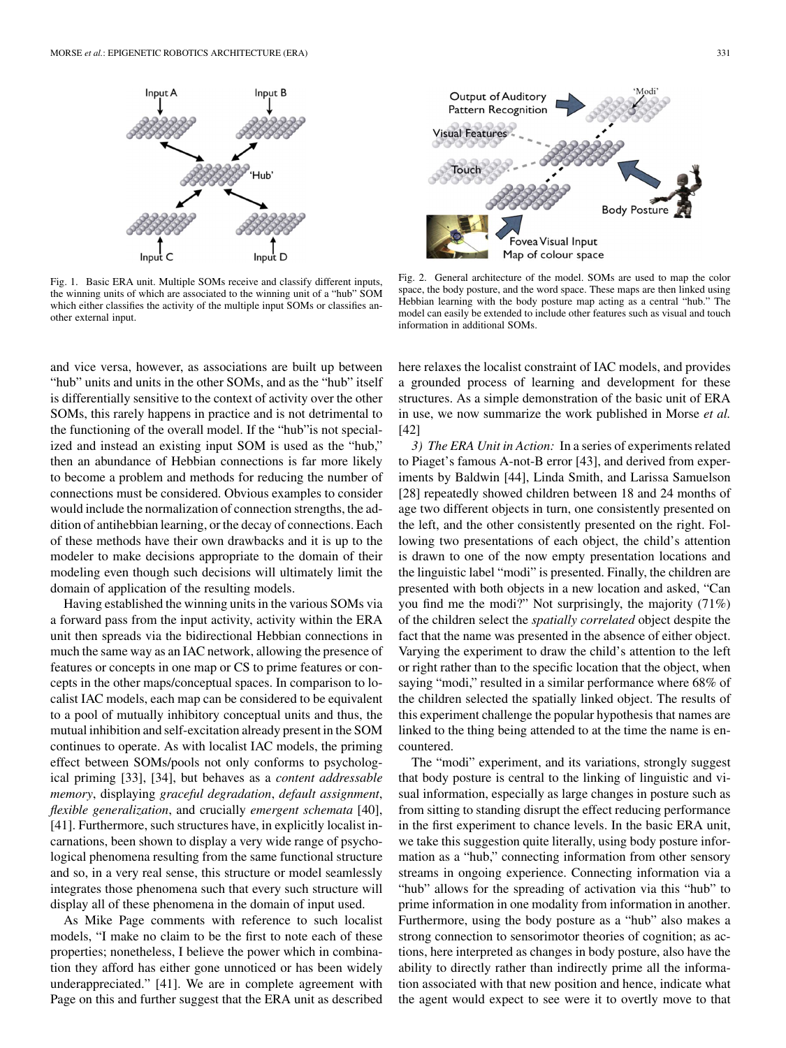Fig. 1. Basic ERA unit. Multiple SOMs receive and classify different inputs, the winning units of which are associated to the winning unit of a "hub" SOM which either classifies the activity of the multiple input SOMs or classifies another external input.

Fig. 2. General architecture of the model. SOMs are used to map the color space, the body posture, and the word space. These maps are then linked using Hebbian learning with the body posture map acting as a central "hub." The model can easily be extended to include other features such as visual and touch information in additional SOMs.

and vice versa, however, as associations are built up between "hub" units and units in the other SOMs, and as the "hub" itself is differentially sensitive to the context of activity over the other SOMs, this rarely happens in practice and is not detrimental to the functioning of the overall model. If the "hub"is not specialized and instead an existing input SOM is used as the "hub," then an abundance of Hebbian connections is far more likely to become a problem and methods for reducing the number of connections must be considered. Obvious examples to consider would include the normalization of connection strengths, the addition of antihebbian learning, or the decay of connections. Each of these methods have their own drawbacks and it is up to the modeler to make decisions appropriate to the domain of their modeling even though such decisions will ultimately limit the domain of application of the resulting models.

Having established the winning units in the various SOMs via a forward pass from the input activity, activity within the ERA unit then spreads via the bidirectional Hebbian connections in much the same way as an IAC network, allowing the presence of features or concepts in one map or CS to prime features or concepts in the other maps/conceptual spaces. In comparison to localist IAC models, each map can be considered to be equivalent to a pool of mutually inhibitory conceptual units and thus, the mutual inhibition and self-excitation already present in the SOM continues to operate. As with localist IAC models, the priming effect between SOMs/pools not only conforms to psychological priming [33], [34], but behaves as a *content addressable memory*, displaying *graceful degradation*, *default assignment*, *flexible generalization*, and crucially *emergent schemata* [40], [41]. Furthermore, such structures have, in explicitly localist incarnations, been shown to display a very wide range of psychological phenomena resulting from the same functional structure and so, in a very real sense, this structure or model seamlessly integrates those phenomena such that every such structure will display all of these phenomena in the domain of input used.

As Mike Page comments with reference to such localist models, "I make no claim to be the first to note each of these properties; nonetheless, I believe the power which in combination they afford has either gone unnoticed or has been widely underappreciated." [41]. We are in complete agreement with Page on this and further suggest that the ERA unit as described here relaxes the localist constraint of IAC models, and provides a grounded process of learning and development for these structures. As a simple demonstration of the basic unit of ERA in use, we now summarize the work published in Morse *et al.* [42]

*3) The ERA Unit in Action:* In a series of experiments related to Piaget's famous A-not-B error [43], and derived from experiments by Baldwin [44], Linda Smith, and Larissa Samuelson [28] repeatedly showed children between 18 and 24 months of age two different objects in turn, one consistently presented on the left, and the other consistently presented on the right. Following two presentations of each object, the child's attention is drawn to one of the now empty presentation locations and the linguistic label "modi" is presented. Finally, the children are presented with both objects in a new location and asked, "Can you find me the modi?" Not surprisingly, the majority (71%) of the children select the *spatially correlated* object despite the fact that the name was presented in the absence of either object. Varying the experiment to draw the child's attention to the left or right rather than to the specific location that the object, when saying "modi," resulted in a similar performance where 68% of the children selected the spatially linked object. The results of this experiment challenge the popular hypothesis that names are linked to the thing being attended to at the time the name is encountered.

The "modi" experiment, and its variations, strongly suggest that body posture is central to the linking of linguistic and visual information, especially as large changes in posture such as from sitting to standing disrupt the effect reducing performance in the first experiment to chance levels. In the basic ERA unit, we take this suggestion quite literally, using body posture information as a "hub," connecting information from other sensory streams in ongoing experience. Connecting information via a "hub" allows for the spreading of activation via this "hub" to prime information in one modality from information in another. Furthermore, using the body posture as a "hub" also makes a strong connection to sensorimotor theories of cognition; as actions, here interpreted as changes in body posture, also have the ability to directly rather than indirectly prime all the information associated with that new position and hence, indicate what the agent would expect to see were it to overtly move to that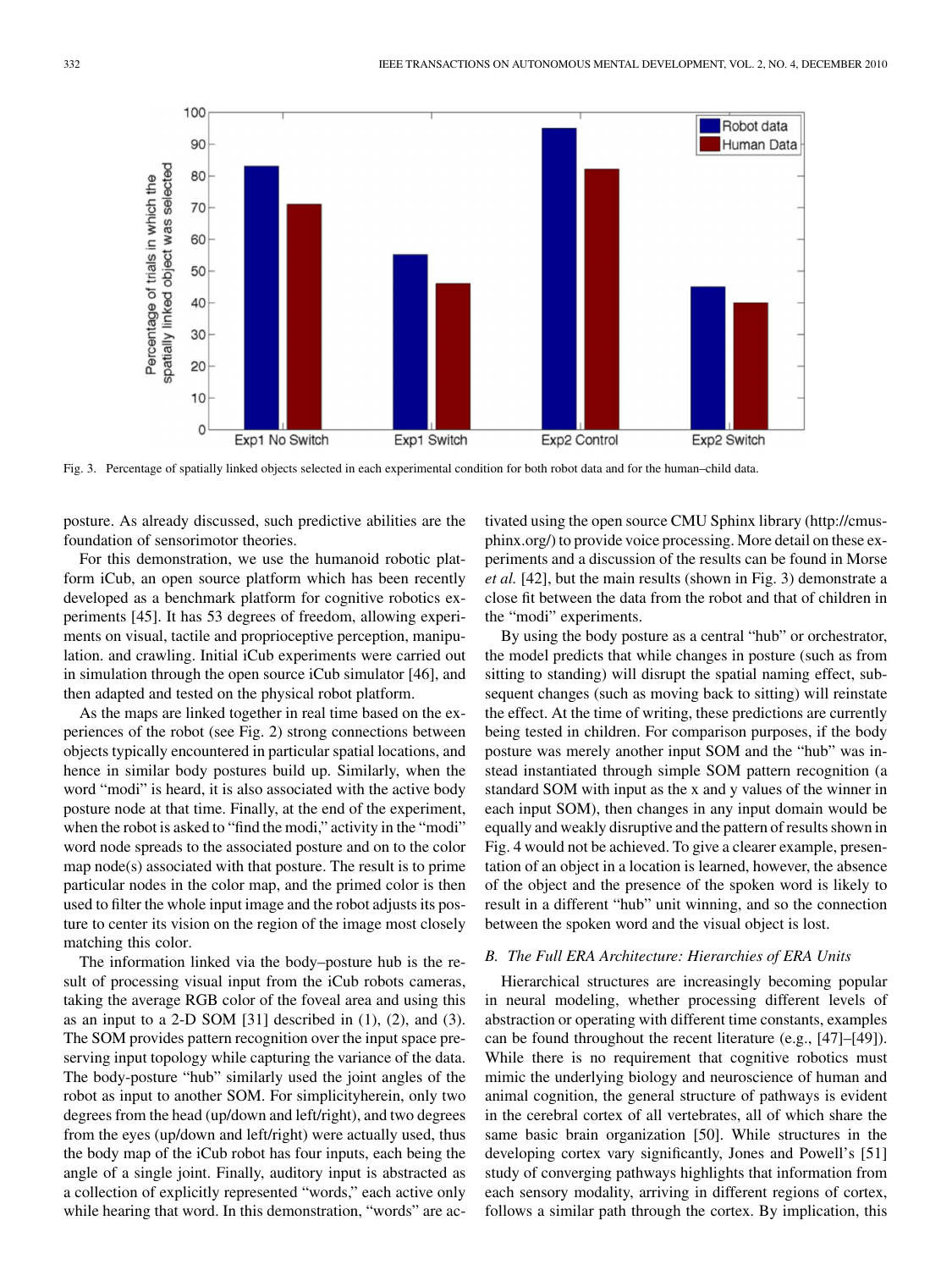Fig. 3. Percentage of spatially linked objects selected in each experimental condition for both robot data and for the human–child data.

posture. As already discussed, such predictive abilities are the foundation of sensorimotor theories.

For this demonstration, we use the humanoid robotic platform iCub, an open source platform which has been recently developed as a benchmark platform for cognitive robotics experiments [45]. It has 53 degrees of freedom, allowing experiments on visual, tactile and proprioceptive perception, manipulation. and crawling. Initial iCub experiments were carried out in simulation through the open source iCub simulator [46], and then adapted and tested on the physical robot platform.

As the maps are linked together in real time based on the experiences of the robot (see Fig. 2) strong connections between objects typically encountered in particular spatial locations, and hence in similar body postures build up. Similarly, when the word "modi" is heard, it is also associated with the active body posture node at that time. Finally, at the end of the experiment, when the robot is asked to "find the modi," activity in the "modi" word node spreads to the associated posture and on to the color map node(s) associated with that posture. The result is to prime particular nodes in the color map, and the primed color is then used to filter the whole input image and the robot adjusts its posture to center its vision on the region of the image most closely matching this color.

The information linked via the body–posture hub is the result of processing visual input from the iCub robots cameras, taking the average RGB color of the foveal area and using this as an input to a 2-D SOM [31] described in (1), (2), and (3). The SOM provides pattern recognition over the input space preserving input topology while capturing the variance of the data. The body-posture "hub" similarly used the joint angles of the robot as input to another SOM. For simplicityherein, only two degrees from the head (up/down and left/right), and two degrees from the eyes (up/down and left/right) were actually used, thus the body map of the iCub robot has four inputs, each being the angle of a single joint. Finally, auditory input is abstracted as a collection of explicitly represented "words," each active only while hearing that word. In this demonstration, "words" are activated using the open source CMU Sphinx library (http://cmusphinx.org/) to provide voice processing. More detail on these experiments and a discussion of the results can be found in Morse *et al.* [42], but the main results (shown in Fig. 3) demonstrate a close fit between the data from the robot and that of children in the "modi" experiments.

By using the body posture as a central "hub" or orchestrator, the model predicts that while changes in posture (such as from sitting to standing) will disrupt the spatial naming effect, subsequent changes (such as moving back to sitting) will reinstate the effect. At the time of writing, these predictions are currently being tested in children. For comparison purposes, if the body posture was merely another input SOM and the "hub" was instead instantiated through simple SOM pattern recognition (a standard SOM with input as the x and y values of the winner in each input SOM), then changes in any input domain would be equally and weakly disruptive and the pattern of results shown in Fig. 4 would not be achieved. To give a clearer example, presentation of an object in a location is learned, however, the absence of the object and the presence of the spoken word is likely to result in a different "hub" unit winning, and so the connection between the spoken word and the visual object is lost.

### *B. The Full ERA Architecture: Hierarchies of ERA Units*

Hierarchical structures are increasingly becoming popular in neural modeling, whether processing different levels of abstraction or operating with different time constants, examples can be found throughout the recent literature (e.g., [47]–[49]). While there is no requirement that cognitive robotics must mimic the underlying biology and neuroscience of human and animal cognition, the general structure of pathways is evident in the cerebral cortex of all vertebrates, all of which share the same basic brain organization [50]. While structures in the developing cortex vary significantly, Jones and Powell's [51] study of converging pathways highlights that information from each sensory modality, arriving in different regions of cortex, follows a similar path through the cortex. By implication, this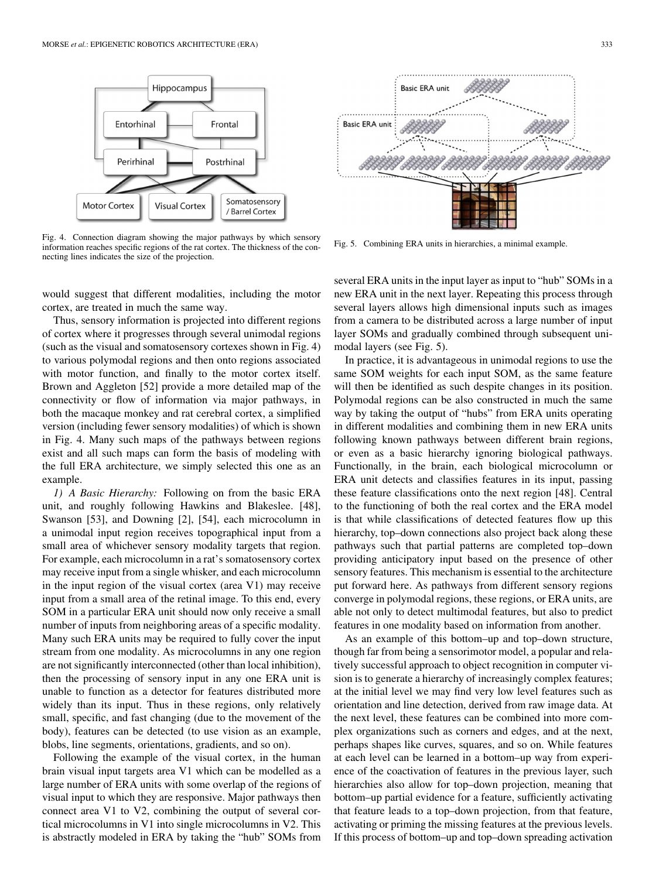Fig. 4. Connection diagram showing the major pathways by which sensory information reaches specific regions of the rat cortex. The thickness of the connecting lines indicates the size of the projection.

Fig. 5. Combining ERA units in hierarchies, a minimal example.

would suggest that different modalities, including the motor cortex, are treated in much the same way.

Thus, sensory information is projected into different regions of cortex where it progresses through several unimodal regions (such as the visual and somatosensory cortexes shown in Fig. 4) to various polymodal regions and then onto regions associated with motor function, and finally to the motor cortex itself. Brown and Aggleton [52] provide a more detailed map of the connectivity or flow of information via major pathways, in both the macaque monkey and rat cerebral cortex, a simplified version (including fewer sensory modalities) of which is shown in Fig. 4. Many such maps of the pathways between regions exist and all such maps can form the basis of modeling with the full ERA architecture, we simply selected this one as an example.

*1) A Basic Hierarchy:* Following on from the basic ERA unit, and roughly following Hawkins and Blakeslee. [48], Swanson [53], and Downing [2], [54], each microcolumn in a unimodal input region receives topographical input from a small area of whichever sensory modality targets that region. For example, each microcolumn in a rat's somatosensory cortex may receive input from a single whisker, and each microcolumn in the input region of the visual cortex (area V1) may receive input from a small area of the retinal image. To this end, every SOM in a particular ERA unit should now only receive a small number of inputs from neighboring areas of a specific modality. Many such ERA units may be required to fully cover the input stream from one modality. As microcolumns in any one region are not significantly interconnected (other than local inhibition), then the processing of sensory input in any one ERA unit is unable to function as a detector for features distributed more widely than its input. Thus in these regions, only relatively small, specific, and fast changing (due to the movement of the body), features can be detected (to use vision as an example, blobs, line segments, orientations, gradients, and so on).

Following the example of the visual cortex, in the human brain visual input targets area V1 which can be modelled as a large number of ERA units with some overlap of the regions of visual input to which they are responsive. Major pathways then connect area V1 to V2, combining the output of several cortical microcolumns in V1 into single microcolumns in V2. This is abstractly modeled in ERA by taking the "hub" SOMs from several ERA units in the input layer as input to "hub" SOMs in a new ERA unit in the next layer. Repeating this process through several layers allows high dimensional inputs such as images from a camera to be distributed across a large number of input layer SOMs and gradually combined through subsequent unimodal layers (see Fig. 5).

In practice, it is advantageous in unimodal regions to use the same SOM weights for each input SOM, as the same feature will then be identified as such despite changes in its position. Polymodal regions can be also constructed in much the same way by taking the output of "hubs" from ERA units operating in different modalities and combining them in new ERA units following known pathways between different brain regions, or even as a basic hierarchy ignoring biological pathways. Functionally, in the brain, each biological microcolumn or ERA unit detects and classifies features in its input, passing these feature classifications onto the next region [48]. Central to the functioning of both the real cortex and the ERA model is that while classifications of detected features flow up this hierarchy, top–down connections also project back along these pathways such that partial patterns are completed top–down providing anticipatory input based on the presence of other sensory features. This mechanism is essential to the architecture put forward here. As pathways from different sensory regions converge in polymodal regions, these regions, or ERA units, are able not only to detect multimodal features, but also to predict features in one modality based on information from another.

As an example of this bottom–up and top–down structure, though far from being a sensorimotor model, a popular and relatively successful approach to object recognition in computer vision is to generate a hierarchy of increasingly complex features; at the initial level we may find very low level features such as orientation and line detection, derived from raw image data. At the next level, these features can be combined into more complex organizations such as corners and edges, and at the next, perhaps shapes like curves, squares, and so on. While features at each level can be learned in a bottom–up way from experience of the coactivation of features in the previous layer, such hierarchies also allow for top–down projection, meaning that bottom–up partial evidence for a feature, sufficiently activating that feature leads to a top–down projection, from that feature, activating or priming the missing features at the previous levels. If this process of bottom–up and top–down spreading activation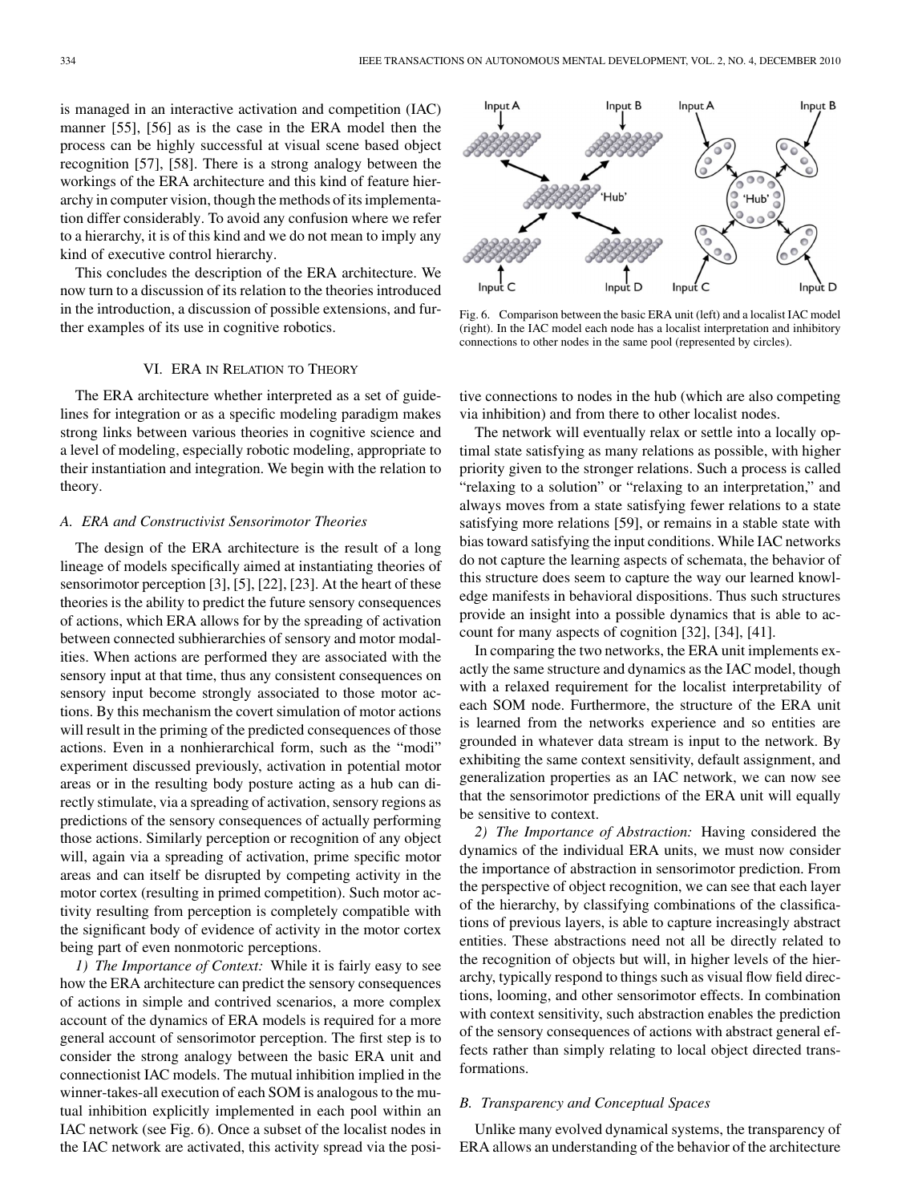is managed in an interactive activation and competition (IAC) manner [55], [56] as is the case in the ERA model then the process can be highly successful at visual scene based object recognition [57], [58]. There is a strong analogy between the workings of the ERA architecture and this kind of feature hierarchy in computer vision, though the methods of its implementation differ considerably. To avoid any confusion where we refer to a hierarchy, it is of this kind and we do not mean to imply any kind of executive control hierarchy.

This concludes the description of the ERA architecture. We now turn to a discussion of its relation to the theories introduced in the introduction, a discussion of possible extensions, and further examples of its use in cognitive robotics.

## VI. ERA in Relation to Theory

The ERA architecture whether interpreted as a set of guidelines for integration or as a specific modeling paradigm makes strong links between various theories in cognitive science and a level of modeling, especially robotic modeling, appropriate to their instantiation and integration. We begin with the relation to theory.

### A. ERA and Constructivist Sensorimotor Theories

The design of the ERA architecture is the result of a long lineage of models specifically aimed at instantiating theories of sensorimotor perception [3], [5], [22], [23]. At the heart of these theories is the ability to predict the future sensory consequences of actions, which ERA allows for by the spreading of activation between connected subhierarchies of sensory and motor modalities. When actions are performed they are associated with the sensory input at that time, thus any consistent consequences on sensory input become strongly associated to those motor actions. By this mechanism the covert simulation of motor actions will result in the priming of the predicted consequences of those actions. Even in a nonhierarchical form, such as the "modi" experiment discussed previously, activation in potential motor areas or in the resulting body posture acting as a hub can directly stimulate, via a spreading of activation, sensory regions as predictions of the sensory consequences of actually performing those actions. Similarly perception or recognition of any object will, again via a spreading of activation, prime specific motor areas and can itself be disrupted by competing activity in the motor cortex (resulting in primed competition). Such motor activity resulting from perception is completely compatible with the significant body of evidence of activity in the motor cortex being part of even nonmotoric perceptions.

*1) The Importance of Context:* While it is fairly easy to see how the ERA architecture can predict the sensory consequences of actions in simple and contrived scenarios, a more complex account of the dynamics of ERA models is required for a more general account of sensorimotor perception. The first step is to consider the strong analogy between the basic ERA unit and connectionist IAC models. The mutual inhibition implied in the winner-takes-all execution of each SOM is analogous to the mutual inhibition explicitly implemented in each pool within an IAC network (see Fig. 6). Once a subset of the localist nodes in the IAC network are activated, this activity spread via the positive connections to nodes in the hub (which are also competing via inhibition) and from there to other localist nodes.

Input A
Input B
'Hub'
Input C
Input D
Input A
Input B
'Hub'
Input C
Input D

Fig. 6. Comparison between the basic ERA unit (left) and a localist IAC model (right). In the IAC model each node has a localist interpretation and inhibitory connections to other nodes in the same pool (represented by circles).

The network will eventually relax or settle into a locally optimal state satisfying as many relations as possible, with higher priority given to the stronger relations. Such a process is called "relaxing to a solution" or "relaxing to an interpretation," and always moves from a state satisfying fewer relations to a state satisfying more relations [59], or remains in a stable state with bias toward satisfying the input conditions. While IAC networks do not capture the learning aspects of schemata, the behavior of this structure does seem to capture the way our learned knowledge manifests in behavioral dispositions. Thus such structures provide an insight into a possible dynamics that is able to account for many aspects of cognition [32], [34], [41].

In comparing the two networks, the ERA unit implements exactly the same structure and dynamics as the IAC model, though with a relaxed requirement for the localist interpretability of each SOM node. Furthermore, the structure of the ERA unit is learned from the networks experience and so entities are grounded in whatever data stream is input to the network. By exhibiting the same context sensitivity, default assignment, and generalization properties as an IAC network, we can now see that the sensorimotor predictions of the ERA unit will equally be sensitive to context.

*2) The Importance of Abstraction:* Having considered the dynamics of the individual ERA units, we must now consider the importance of abstraction in sensorimotor prediction. From the perspective of object recognition, we can see that each layer of the hierarchy, by classifying combinations of the classifications of previous layers, is able to capture increasingly abstract entities. These abstractions need not all be directly related to the recognition of objects but will, in higher levels of the hierarchy, typically respond to things such as visual flow field directions, looming, and other sensorimotor effects. In combination with context sensitivity, such abstraction enables the prediction of the sensory consequences of actions with abstract general effects rather than simply relating to local object directed transformations.

### B. Transparency and Conceptual Spaces

Unlike many evolved dynamical systems, the transparency of ERA allows an understanding of the behavior of the architecture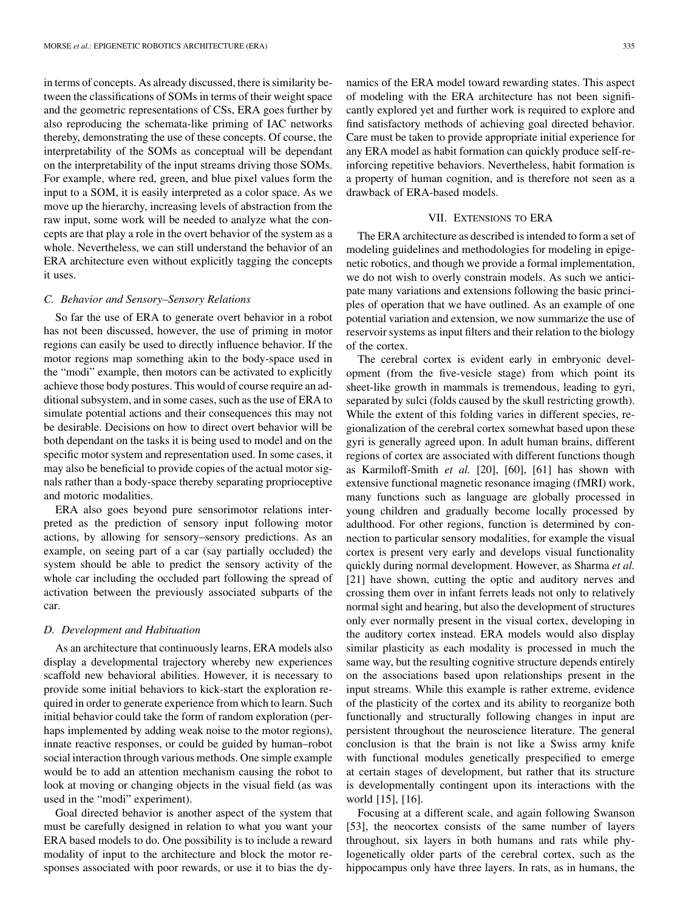in terms of concepts. As already discussed, there is similarity between the classifications of SOMs in terms of their weight space and the geometric representations of CSs, ERA goes further by also reproducing the schemata-like priming of IAC networks thereby, demonstrating the use of these concepts. Of course, the interpretability of the SOMs as conceptual will be dependant on the interpretability of the input streams driving those SOMs. For example, where red, green, and blue pixel values form the input to a SOM, it is easily interpreted as a color space. As we move up the hierarchy, increasing levels of abstraction from the raw input, some work will be needed to analyze what the concepts are that play a role in the overt behavior of the system as a whole. Nevertheless, we can still understand the behavior of an ERA architecture even without explicitly tagging the concepts it uses.

### C. Behavior and Sensory–Sensory Relations

So far the use of ERA to generate overt behavior in a robot has not been discussed, however, the use of priming in motor regions can easily be used to directly influence behavior. If the motor regions map something akin to the body-space used in the "modi" example, then motors can be activated to explicitly achieve those body postures. This would of course require an additional subsystem, and in some cases, such as the use of ERA to simulate potential actions and their consequences this may not be desirable. Decisions on how to direct overt behavior will be both dependant on the tasks it is being used to model and on the specific motor system and representation used. In some cases, it may also be beneficial to provide copies of the actual motor signals rather than a body-space thereby separating proprioceptive and motoric modalities.

ERA also goes beyond pure sensorimotor relations interpreted as the prediction of sensory input following motor actions, by allowing for sensory–sensory predictions. As an example, on seeing part of a car (say partially occluded) the system should be able to predict the sensory activity of the whole car including the occluded part following the spread of activation between the previously associated subparts of the car.

### D. Development and Habituation

As an architecture that continuously learns, ERA models also display a developmental trajectory whereby new experiences scaffold new behavioral abilities. However, it is necessary to provide some initial behaviors to kick-start the exploration required in order to generate experience from which to learn. Such initial behavior could take the form of random exploration (perhaps implemented by adding weak noise to the motor regions), innate reactive responses, or could be guided by human–robot social interaction through various methods. One simple example would be to add an attention mechanism causing the robot to look at moving or changing objects in the visual field (as was used in the "modi" experiment).

Goal directed behavior is another aspect of the system that must be carefully designed in relation to what you want your ERA based models to do. One possibility is to include a reward modality of input to the architecture and block the motor responses associated with poor rewards, or use it to bias the dynamics of the ERA model toward rewarding states. This aspect of modeling with the ERA architecture has not been significantly explored yet and further work is required to explore and find satisfactory methods of achieving goal directed behavior. Care must be taken to provide appropriate initial experience for any ERA model as habit formation can quickly produce self-reinforcing repetitive behaviors. Nevertheless, habit formation is a property of human cognition, and is therefore not seen as a drawback of ERA-based models.

## VII. Extensions to ERA

The ERA architecture as described is intended to form a set of modeling guidelines and methodologies for modeling in epigenetic robotics, and though we provide a formal implementation, we do not wish to overly constrain models. As such we anticipate many variations and extensions following the basic principles of operation that we have outlined. As an example of one potential variation and extension, we now summarize the use of reservoir systems as input filters and their relation to the biology of the cortex.

The cerebral cortex is evident early in embryonic development (from the five-vesicle stage) from which point its sheet-like growth in mammals is tremendous, leading to gyri, separated by sulci (folds caused by the skull restricting growth). While the extent of this folding varies in different species, regionalization of the cerebral cortex somewhat based upon these gyri is generally agreed upon. In adult human brains, different regions of cortex are associated with different functions though as Karmiloff-Smith *et al.* [20], [60], [61] has shown with extensive functional magnetic resonance imaging (fMRI) work, many functions such as language are globally processed in young children and gradually become locally processed by adulthood. For other regions, function is determined by connection to particular sensory modalities, for example the visual cortex is present very early and develops visual functionality quickly during normal development. However, as Sharma *et al.* [21] have shown, cutting the optic and auditory nerves and crossing them over in infant ferrets leads not only to relatively normal sight and hearing, but also the development of structures only ever normally present in the visual cortex, developing in the auditory cortex instead. ERA models would also display similar plasticity as each modality is processed in much the same way, but the resulting cognitive structure depends entirely on the associations based upon relationships present in the input streams. While this example is rather extreme, evidence of the plasticity of the cortex and its ability to reorganize both functionally and structurally following changes in input are persistent throughout the neuroscience literature. The general conclusion is that the brain is not like a Swiss army knife with functional modules genetically prespecified to emerge at certain stages of development, but rather that its structure is developmentally contingent upon its interactions with the world [15], [16].

Focusing at a different scale, and again following Swanson [53], the neocortex consists of the same number of layers throughout, six layers in both humans and rats while phylogenetically older parts of the cerebral cortex, such as the hippocampus only have three layers. In rats, as in humans, the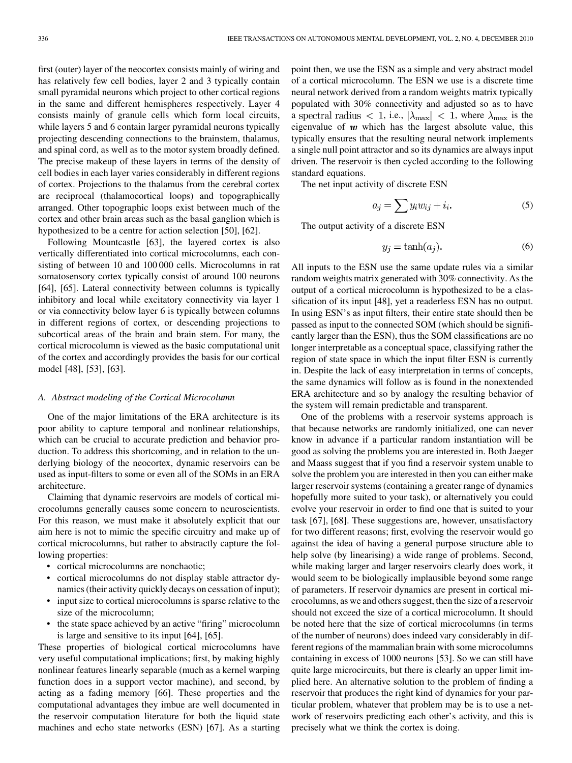first (outer) layer of the neocortex consists mainly of wiring and has relatively few cell bodies, layer 2 and 3 typically contain small pyramidal neurons which project to other cortical regions in the same and different hemispheres respectively. Layer 4 consists mainly of granule cells which form local circuits, while layers 5 and 6 contain larger pyramidal neurons typically projecting descending connections to the brainstem, thalamus, and spinal cord, as well as to the motor system broadly defined. The precise makeup of these layers in terms of the density of cell bodies in each layer varies considerably in different regions of cortex. Projections to the thalamus from the cerebral cortex are reciprocal (thalamocortical loops) and topographically arranged. Other topographic loops exist between much of the cortex and other brain areas such as the basal ganglion which is hypothesized to be a centre for action selection [50], [62].

Following Mountcastle [63], the layered cortex is also vertically differentiated into cortical microcolumns, each consisting of between 10 and 100 000 cells. Microcolumns in rat somatosensory cortex typically consist of around 100 neurons [64], [65]. Lateral connectivity between columns is typically inhibitory and local while excitatory connectivity via layer 1 or via connectivity below layer 6 is typically between columns in different regions of cortex, or descending projections to subcortical areas of the brain and brain stem. For many, the cortical microcolumn is viewed as the basic computational unit of the cortex and accordingly provides the basis for our cortical model [48], [53], [63].

### A. Abstract modeling of the Cortical Microcolumn

One of the major limitations of the ERA architecture is its poor ability to capture temporal and nonlinear relationships, which can be crucial to accurate prediction and behavior production. To address this shortcoming, and in relation to the underlying biology of the neocortex, dynamic reservoirs can be used as input-filters to some or even all of the SOMs in an ERA architecture.

Claiming that dynamic reservoirs are models of cortical microcolumns generally causes some concern to neuroscientists. For this reason, we must make it absolutely explicit that our aim here is not to mimic the specific circuitry and make up of cortical microcolumns, but rather to abstractly capture the following properties:

- cortical microcolumns are nonchaotic;
- cortical microcolumns do not display stable attractor dynamics (their activity quickly decays on cessation of input);
- input size to cortical microcolumns is sparse relative to the size of the microcolumn;
- the state space achieved by an active "firing" microcolumn is large and sensitive to its input [64], [65].

These properties of biological cortical microcolumns have very useful computational implications; first, by making highly nonlinear features linearly separable (much as a kernel warping function does in a support vector machine), and second, by acting as a fading memory [66]. These properties and the computational advantages they imbue are well documented in the reservoir computation literature for both the liquid state machines and echo state networks (ESN) [67]. As a starting point then, we use the ESN as a simple and very abstract model of a cortical microcolumn. The ESN we use is a discrete time neural network derived from a random weights matrix typically populated with 30% connectivity and adjusted so as to have a spectral radius $< 1$, i.e., $|\lambda_{\max}| < 1$, where $\lambda_{\max}$ is the eigenvalue of $\boldsymbol{w}$ which has the largest absolute value, this typically ensures that the resulting neural network implements a single null point attractor and so its dynamics are always input driven. The reservoir is then cycled according to the following standard equations.

The net input activity of discrete ESN

$$a_j = \sum y_i w_{ij} + i_i. \tag{5}$$

The output activity of a discrete ESN

$$y_j = \tanh(a_j). \tag{6}$$

All inputs to the ESN use the same update rules via a similar random weights matrix generated with 30% connectivity. As the output of a cortical microcolumn is hypothesized to be a classification of its input [48], yet a readerless ESN has no output. In using ESN's as input filters, their entire state should then be passed as input to the connected SOM (which should be significantly larger than the ESN), thus the SOM classifications are no longer interpretable as a conceptual space, classifying rather the region of state space in which the input filter ESN is currently in. Despite the lack of easy interpretation in terms of concepts, the same dynamics will follow as is found in the nonextended ERA architecture and so by analogy the resulting behavior of the system will remain predictable and transparent.

One of the problems with a reservoir systems approach is that because networks are randomly initialized, one can never know in advance if a particular random instantiation will be good as solving the problems you are interested in. Both Jaeger and Maass suggest that if you find a reservoir system unable to solve the problem you are interested in then you can either make larger reservoir systems (containing a greater range of dynamics hopefully more suited to your task), or alternatively you could evolve your reservoir in order to find one that is suited to your task [67], [68]. These suggestions are, however, unsatisfactory for two different reasons; first, evolving the reservoir would go against the idea of having a general purpose structure able to help solve (by linearising) a wide range of problems. Second, while making larger and larger reservoirs clearly does work, it would seem to be biologically implausible beyond some range of parameters. If reservoir dynamics are present in cortical microcolumns, as we and others suggest, then the size of a reservoir should not exceed the size of a cortical microcolumn. It should be noted here that the size of cortical microcolumns (in terms of the number of neurons) does indeed vary considerably in different regions of the mammalian brain with some microcolumns containing in excess of 1000 neurons [53]. So we can still have quite large microcircuits, but there is clearly an upper limit implied here. An alternative solution to the problem of finding a reservoir that produces the right kind of dynamics for your particular problem, whatever that problem may be is to use a network of reservoirs predicting each other's activity, and this is precisely what we think the cortex is doing.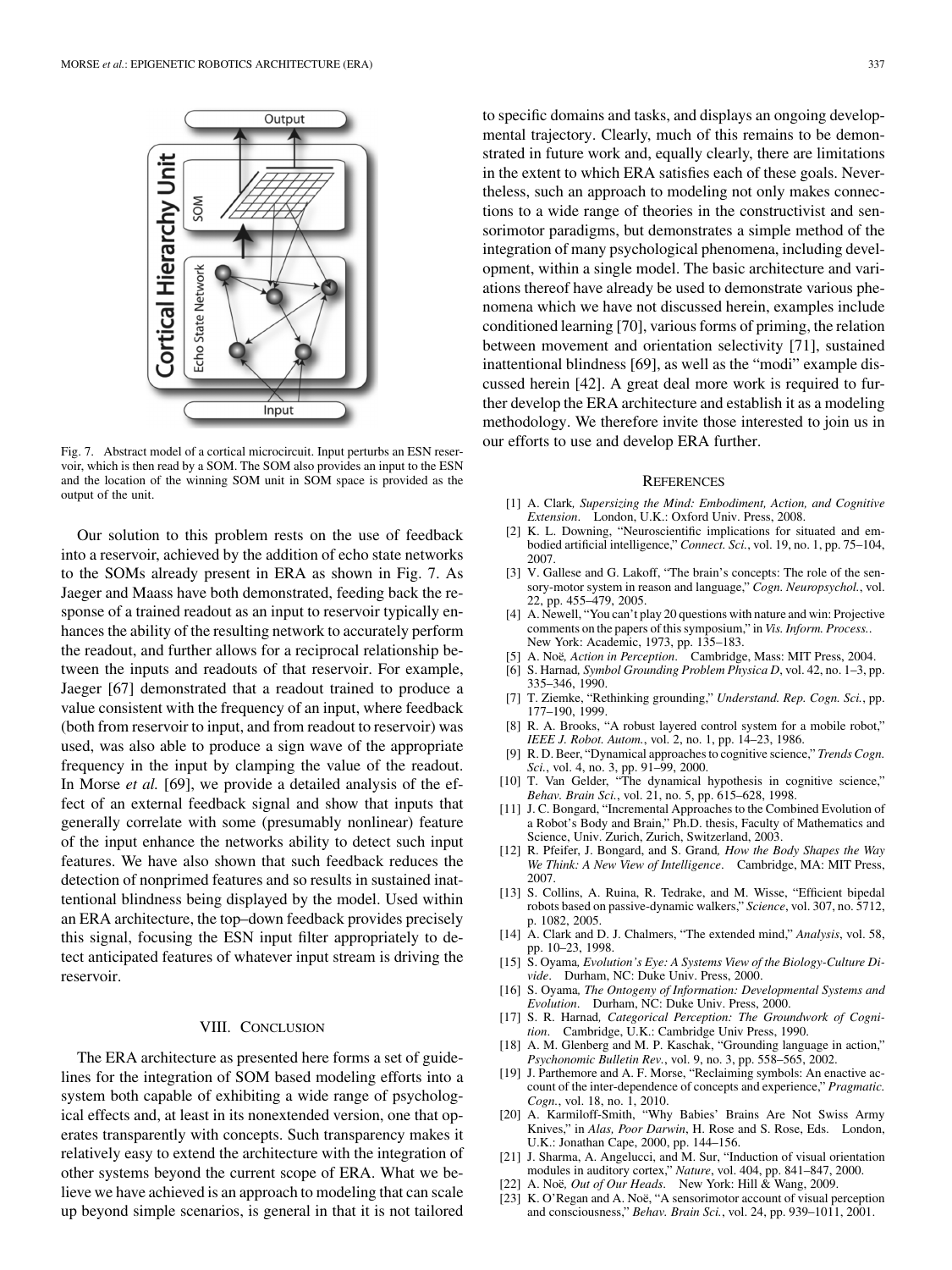Fig. 7. Abstract model of a cortical microcircuit. Input perturbs an ESN reservoir, which is then read by a SOM. The SOM also provides an input to the ESN and the location of the winning SOM unit in SOM space is provided as the output of the unit.

Our solution to this problem rests on the use of feedback into a reservoir, achieved by the addition of echo state networks to the SOMs already present in ERA as shown in Fig. 7. As Jaeger and Maass have both demonstrated, feeding back the response of a trained readout as an input to reservoir typically enhances the ability of the resulting network to accurately perform the readout, and further allows for a reciprocal relationship between the inputs and readouts of that reservoir. For example, Jaeger [67] demonstrated that a readout trained to produce a value consistent with the frequency of an input, where feedback (both from reservoir to input, and from readout to reservoir) was used, was also able to produce a sign wave of the appropriate frequency in the input by clamping the value of the readout. In Morse *et al.* [69], we provide a detailed analysis of the effect of an external feedback signal and show that inputs that generally correlate with some (presumably nonlinear) feature of the input enhance the networks ability to detect such input features. We have also shown that such feedback reduces the detection of nonprimed features and so results in sustained inattentional blindness being displayed by the model. Used within an ERA architecture, the top–down feedback provides precisely this signal, focusing the ESN input filter appropriately to detect anticipated features of whatever input stream is driving the reservoir.

## VIII. Conclusion

The ERA architecture as presented here forms a set of guidelines for the integration of SOM based modeling efforts into a system both capable of exhibiting a wide range of psychological effects and, at least in its nonextended version, one that operates transparently with concepts. Such transparency makes it relatively easy to extend the architecture with the integration of other systems beyond the current scope of ERA. What we believe we have achieved is an approach to modeling that can scale up beyond simple scenarios, is general in that it is not tailored to specific domains and tasks, and displays an ongoing developmental trajectory. Clearly, much of this remains to be demonstrated in future work and, equally clearly, there are limitations in the extent to which ERA satisfies each of these goals. Nevertheless, such an approach to modeling not only makes connections to a wide range of theories in the constructivist and sensorimotor paradigms, but demonstrates a simple method of the integration of many psychological phenomena, including development, within a single model. The basic architecture and variations thereof have already be used to demonstrate various phenomena which we have not discussed herein, examples include conditioned learning [70], various forms of priming, the relation between movement and orientation selectivity [71], sustained inattentional blindness [69], as well as the "modi" example discussed herein [42]. A great deal more work is required to further develop the ERA architecture and establish it as a modeling methodology. We therefore invite those interested to join us in our efforts to use and develop ERA further.

## References

[1] A. Clark*, Supersizing the Mind: Embodiment, Action, and Cognitive Extension*. London, U.K.: Oxford Univ. Press, 2008.

[2] K. L. Downing, "Neuroscientific implications for situated and embodied artificial intelligence," *Connect. Sci.*, vol. 19, no. 1, pp. 75–104, 2007.

[3] V. Gallese and G. Lakoff, "The brain's concepts: The role of the sensory-motor system in reason and language," *Cogn. Neuropsychol.*, vol. 22, pp. 455–479, 2005.

[4] A. Newell, "You can't play 20 questions with nature and win: Projective comments on the papers of this symposium," in *Vis. Inform. Process.*. New York: Academic, 1973, pp. 135–183.

[5] A. Noë*, Action in Perception*. Cambridge, Mass: MIT Press, 2004.

[6] S. Harnad*, Symbol Grounding Problem Physica D*, vol. 42, no. 1–3, pp. 335–346, 1990.

[7] T. Ziemke, "Rethinking grounding," *Understand. Rep. Cogn. Sci.*, pp. 177–190, 1999.

[8] R. A. Brooks, "A robust layered control system for a mobile robot," *IEEE J. Robot. Autom.*, vol. 2, no. 1, pp. 14–23, 1986.

[9] R. D. Beer, "Dynamical approaches to cognitive science," *Trends Cogn. Sci.*, vol. 4, no. 3, pp. 91–99, 2000.

[10] T. Van Gelder, "The dynamical hypothesis in cognitive science," *Behav. Brain Sci.*, vol. 21, no. 5, pp. 615–628, 1998.

[11] J. C. Bongard, "Incremental Approaches to the Combined Evolution of a Robot's Body and Brain," Ph.D. thesis, Faculty of Mathematics and Science, Univ. Zurich, Zurich, Switzerland, 2003.

[12] R. Pfeifer, J. Bongard, and S. Grand*, How the Body Shapes the Way We Think: A New View of Intelligence*. Cambridge, MA: MIT Press, 2007.

[13] S. Collins, A. Ruina, R. Tedrake, and M. Wisse, "Efficient bipedal robots based on passive-dynamic walkers," *Science*, vol. 307, no. 5712, p. 1082, 2005.

[14] A. Clark and D. J. Chalmers, "The extended mind," *Analysis*, vol. 58, pp. 10–23, 1998.

[15] S. Oyama*, Evolution's Eye: A Systems View of the Biology-Culture Divide*. Durham, NC: Duke Univ. Press, 2000.

[16] S. Oyama*, The Ontogeny of Information: Developmental Systems and Evolution*. Durham, NC: Duke Univ. Press, 2000.

[17] S. R. Harnad*, Categorical Perception: The Groundwork of Cognition*. Cambridge, U.K.: Cambridge Univ Press, 1990.

[18] A. M. Glenberg and M. P. Kaschak, "Grounding language in action," *Psychonomic Bulletin Rev.*, vol. 9, no. 3, pp. 558–565, 2002.

[19] J. Parthemore and A. F. Morse, "Reclaiming symbols: An enactive account of the inter-dependence of concepts and experience," *Pragmatic. Cogn.*, vol. 18, no. 1, 2010.

[20] A. Karmiloff-Smith, "Why Babies' Brains Are Not Swiss Army Knives," in *Alas, Poor Darwin*, H. Rose and S. Rose, Eds. London, U.K.: Jonathan Cape, 2000, pp. 144–156.

[21] J. Sharma, A. Angelucci, and M. Sur, "Induction of visual orientation modules in auditory cortex," *Nature*, vol. 404, pp. 841–847, 2000.

[22] A. Noë*, Out of Our Heads*. New York: Hill & Wang, 2009.

[23] K. O'Regan and A. Noë, "A sensorimotor account of visual perception and consciousness," *Behav. Brain Sci.*, vol. 24, pp. 939–1011, 2001.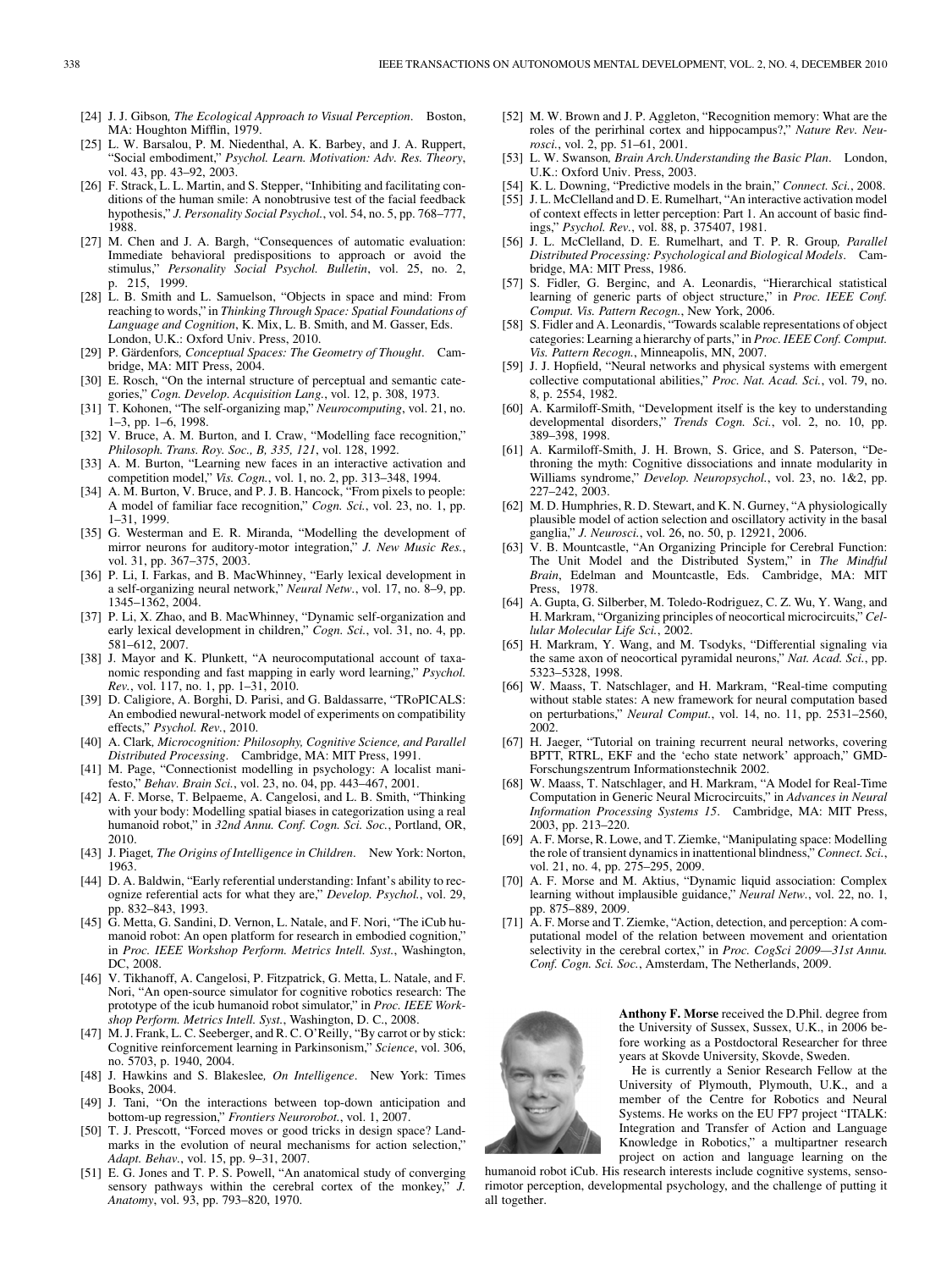[24] J. J. Gibson, *The Ecological Approach to Visual Perception*. Boston, MA: Houghton Mifflin, 1979.

[25] L. W. Barsalou, P. M. Niedenthal, A. K. Barbey, and J. A. Ruppert, "Social embodiment," *Psychol. Learn. Motivation: Adv. Res. Theory*, vol. 43, pp. 43–92, 2003.

[26] F. Strack, L. L. Martin, and S. Stepper, "Inhibiting and facilitating conditions of the human smile: A nonobtrusive test of the facial feedback hypothesis," *J. Personality Social Psychol.*, vol. 54, no. 5, pp. 768–777, 1988.

[27] M. Chen and J. A. Bargh, "Consequences of automatic evaluation: Immediate behavioral predispositions to approach or avoid the stimulus," *Personality Social Psychol. Bulletin*, vol. 25, no. 2, p. 215, 1999.

[28] L. B. Smith and L. Samuelson, "Objects in space and mind: From reaching to words," in *Thinking Through Space: Spatial Foundations of Language and Cognition*, K. Mix, L. B. Smith, and M. Gasser, Eds. London, U.K.: Oxford Univ. Press, 2010.

[29] P. Gärdenfors, *Conceptual Spaces: The Geometry of Thought*. Cambridge, MA: MIT Press, 2004.

[30] E. Rosch, "On the internal structure of perceptual and semantic categories," *Cogn. Develop. Acquisition Lang.*, vol. 12, p. 308, 1973.

[31] T. Kohonen, "The self-organizing map," *Neurocomputing*, vol. 21, no. 1–3, pp. 1–6, 1998.

[32] V. Bruce, A. M. Burton, and I. Craw, "Modelling face recognition," *Philosoph. Trans. Roy. Soc., B, 335, 121*, vol. 128, 1992.

[33] A. M. Burton, "Learning new faces in an interactive activation and competition model," *Vis. Cogn.*, vol. 1, no. 2, pp. 313–348, 1994.

[34] A. M. Burton, V. Bruce, and P. J. B. Hancock, "From pixels to people: A model of familiar face recognition," *Cogn. Sci.*, vol. 23, no. 1, pp. 1–31, 1999.

[35] G. Westerman and E. R. Miranda, "Modelling the development of mirror neurons for auditory-motor integration," *J. New Music Res.*, vol. 31, pp. 367–375, 2003.

[36] P. Li, I. Farkas, and B. MacWhinney, "Early lexical development in a self-organizing neural network," *Neural Netw.*, vol. 17, no. 8–9, pp. 1345–1362, 2004.

[37] P. Li, X. Zhao, and B. MacWhinney, "Dynamic self-organization and early lexical development in children," *Cogn. Sci.*, vol. 31, no. 4, pp. 581–612, 2007.

[38] J. Mayor and K. Plunkett, "A neurocomputational account of taxonomic responding and fast mapping in early word learning," *Psychol. Rev.*, vol. 117, no. 1, pp. 1–31, 2010.

[39] D. Caligiore, A. Borghi, D. Parisi, and G. Baldassarre, "TRoPICALS: An embodied newural-network model of experiments on compatibility effects," *Psychol. Rev.*, 2010.

[40] A. Clark, *Microcognition: Philosophy, Cognitive Science, and Parallel Distributed Processing*. Cambridge, MA: MIT Press, 1991.

[41] M. Page, "Connectionist modelling in psychology: A localist manifesto," *Behav. Brain Sci.*, vol. 23, no. 04, pp. 443–467, 2001.

[42] A. F. Morse, T. Belpaeme, A. Cangelosi, and L. B. Smith, "Thinking with your body: Modelling spatial biases in categorization using a real humanoid robot," in *32nd Annu. Conf. Cogn. Sci. Soc.*, Portland, OR, 2010.

[43] J. Piaget, *The Origins of Intelligence in Children*. New York: Norton, 1963.

[44] D. A. Baldwin, "Early referential understanding: Infant's ability to recognize referential acts for what they are," *Develop. Psychol.*, vol. 29, pp. 832–843, 1993.

[45] G. Metta, G. Sandini, D. Vernon, L. Natale, and F. Nori, "The iCub humanoid robot: An open platform for research in embodied cognition," in *Proc. IEEE Workshop Perform. Metrics Intell. Syst.*, Washington, DC, 2008.

[46] V. Tikhanoff, A. Cangelosi, P. Fitzpatrick, G. Metta, L. Natale, and F. Nori, "An open-source simulator for cognitive robotics research: The prototype of the icub humanoid robot simulator," in *Proc. IEEE Workshop Perform. Metrics Intell. Syst.*, Washington, D. C., 2008.

[47] M. J. Frank, L. C. Seeberger, and R. C. O'Reilly, "By carrot or by stick: Cognitive reinforcement learning in Parkinsonism," *Science*, vol. 306, no. 5703, p. 1940, 2004.

[48] J. Hawkins and S. Blakeslee, *On Intelligence*. New York: Times Books, 2004.

[49] J. Tani, "On the interactions between top-down anticipation and bottom-up regression," *Frontiers Neurorobot.*, vol. 1, 2007.

[50] T. J. Prescott, "Forced moves or good tricks in design space? Landmarks in the evolution of neural mechanisms for action selection," *Adapt. Behav.*, vol. 15, pp. 9–31, 2007.

[51] E. G. Jones and T. P. S. Powell, "An anatomical study of converging sensory pathways within the cerebral cortex of the monkey," *J. Anatomy*, vol. 93, pp. 793–820, 1970.

[52] M. W. Brown and J. P. Aggleton, "Recognition memory: What are the roles of the perirhinal cortex and hippocampus?," *Nature Rev. Neurosci.*, vol. 2, pp. 51–61, 2001.

[53] L. W. Swanson, *Brain Arch.Understanding the Basic Plan*. London, U.K.: Oxford Univ. Press, 2003.

[54] K. L. Downing, "Predictive models in the brain," *Connect. Sci.*, 2008.

[55] J. L. McClelland and D. E. Rumelhart, "An interactive activation model of context effects in letter perception: Part 1. An account of basic findings," *Psychol. Rev.*, vol. 88, p. 375407, 1981.

[56] J. L. McClelland, D. E. Rumelhart, and T. P. R. Group, *Parallel Distributed Processing: Psychological and Biological Models*. Cambridge, MA: MIT Press, 1986.

[57] S. Fidler, G. Berginc, and A. Leonardis, "Hierarchical statistical learning of generic parts of object structure," in *Proc. IEEE Conf. Comput. Vis. Pattern Recogn.*, New York, 2006.

[58] S. Fidler and A. Leonardis, "Towards scalable representations of object categories: Learning a hierarchy of parts," in *Proc. IEEE Conf. Comput. Vis. Pattern Recogn.*, Minneapolis, MN, 2007.

[59] J. J. Hopfield, "Neural networks and physical systems with emergent collective computational abilities," *Proc. Nat. Acad. Sci.*, vol. 79, no. 8, p. 2554, 1982.

[60] A. Karmiloff-Smith, "Development itself is the key to understanding developmental disorders," *Trends Cogn. Sci.*, vol. 2, no. 10, pp. 389–398, 1998.

[61] A. Karmiloff-Smith, J. H. Brown, S. Grice, and S. Paterson, "Dethroning the myth: Cognitive dissociations and innate modularity in Williams syndrome," *Develop. Neuropsychol.*, vol. 23, no. 1&2, pp. 227–242, 2003.

[62] M. D. Humphries, R. D. Stewart, and K. N. Gurney, "A physiologically plausible model of action selection and oscillatory activity in the basal ganglia," *J. Neurosci.*, vol. 26, no. 50, p. 12921, 2006.

[63] V. B. Mountcastle, "An Organizing Principle for Cerebral Function: The Unit Model and the Distributed System," in *The Mindful Brain*, Edelman and Mountcastle, Eds. Cambridge, MA: MIT Press, 1978.

[64] A. Gupta, G. Silberber, M. Toledo-Rodriguez, C. Z. Wu, Y. Wang, and H. Markram, "Organizing principles of neocortical microcircuits," *Cellular Molecular Life Sci.*, 2002.

[65] H. Markram, Y. Wang, and M. Tsodyks, "Differential signaling via the same axon of neocortical pyramidal neurons," *Nat. Acad. Sci.*, pp. 5323–5328, 1998.

[66] W. Maass, T. Natschlager, and H. Markram, "Real-time computing without stable states: A new framework for neural computation based on perturbations," *Neural Comput.*, vol. 14, no. 11, pp. 2531–2560, 2002.

[67] H. Jaeger, "Tutorial on training recurrent neural networks, covering BPTT, RTRL, EKF and the 'echo state network' approach," GMD-Forschungszentrum Informationstechnik 2002.

[68] W. Maass, T. Natschlager, and H. Markram, "A Model for Real-Time Computation in Generic Neural Microcircuits," in *Advances in Neural Information Processing Systems 15*. Cambridge, MA: MIT Press, 2003, pp. 213–220.

[69] A. F. Morse, R. Lowe, and T. Ziemke, "Manipulating space: Modelling the role of transient dynamics in inattentional blindness," *Connect. Sci.*, vol. 21, no. 4, pp. 275–295, 2009.

[70] A. F. Morse and M. Aktius, "Dynamic liquid association: Complex learning without implausible guidance," *Neural Netw.*, vol. 22, no. 1, pp. 875–889, 2009.

[71] A. F. Morse and T. Ziemke, "Action, detection, and perception: A computational model of the relation between movement and orientation selectivity in the cerebral cortex," in *Proc. CogSci 2009—31st Annu. Conf. Cogn. Sci. Soc.*, Amsterdam, The Netherlands, 2009.

**Anthony F. Morse** received the D.Phil. degree from the University of Sussex, Sussex, U.K., in 2006 before working as a Postdoctoral Researcher for three years at Skovde University, Skovde, Sweden.

He is currently a Senior Research Fellow at the University of Plymouth, Plymouth, U.K., and a member of the Centre for Robotics and Neural Systems. He works on the EU FP7 project "ITALK: Integration and Transfer of Action and Language Knowledge in Robotics," a multipartner research project on action and language learning on the humanoid robot iCub. His research interests include cognitive systems, sensorimotor perception, developmental psychology, and the challenge of putting it all together.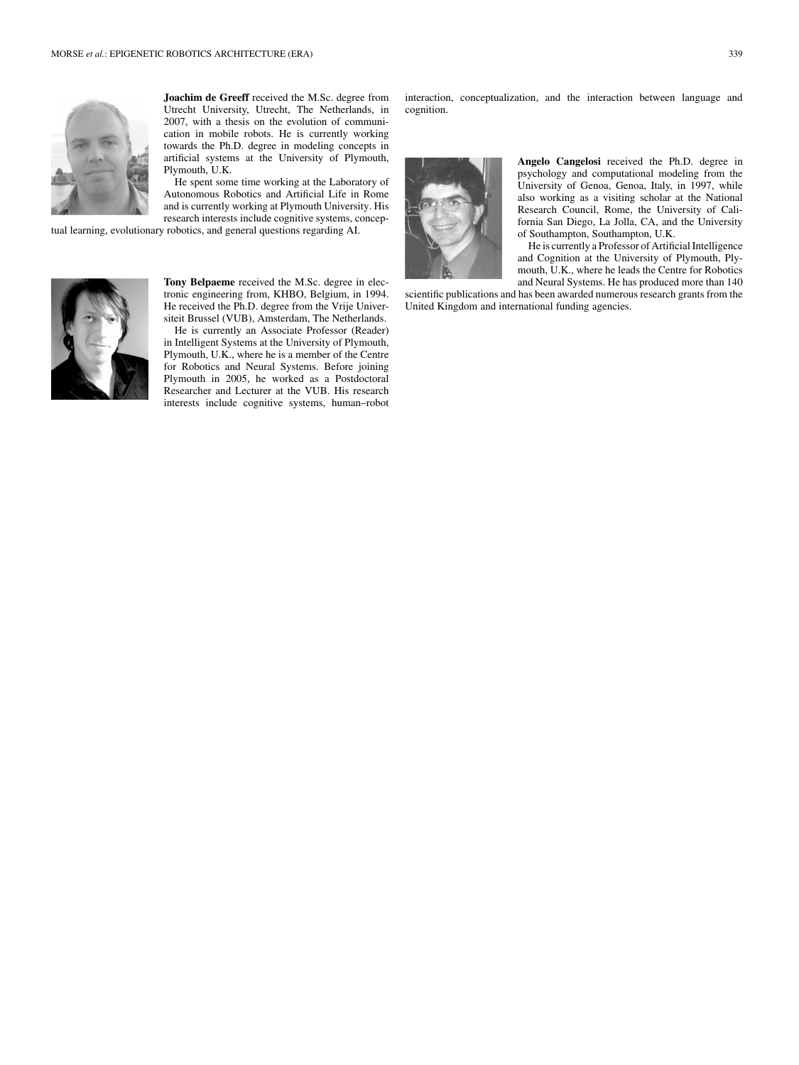**Joachim de Greeff** received the M.Sc. degree from Utrecht University, Utrecht, The Netherlands, in 2007, with a thesis on the evolution of communication in mobile robots. He is currently working towards the Ph.D. degree in modeling concepts in artificial systems at the University of Plymouth, Plymouth, U.K.

He spent some time working at the Laboratory of Autonomous Robotics and Artificial Life in Rome and is currently working at Plymouth University. His research interests include cognitive systems, conceptual learning, evolutionary robotics, and general questions regarding AI.

**Tony Belpaeme** received the M.Sc. degree in electronic engineering from, KHBO, Belgium, in 1994. He received the Ph.D. degree from the Vrije Universiteit Brussel (VUB), Amsterdam, The Netherlands.

He is currently an Associate Professor (Reader) in Intelligent Systems at the University of Plymouth, Plymouth, U.K., where he is a member of the Centre for Robotics and Neural Systems. Before joining Plymouth in 2005, he worked as a Postdoctoral Researcher and Lecturer at the VUB. His research interests include cognitive systems, human–robot interaction, conceptualization, and the interaction between language and cognition.

**Angelo Cangelosi** received the Ph.D. degree in psychology and computational modeling from the University of Genoa, Genoa, Italy, in 1997, while also working as a visiting scholar at the National Research Council, Rome, the University of California San Diego, La Jolla, CA, and the University of Southampton, Southampton, U.K.

He is currently a Professor of Artificial Intelligence and Cognition at the University of Plymouth, Plymouth, U.K., where he leads the Centre for Robotics and Neural Systems. He has produced more than 140 scientific publications and has been awarded numerous research grants from the United Kingdom and international funding agencies.